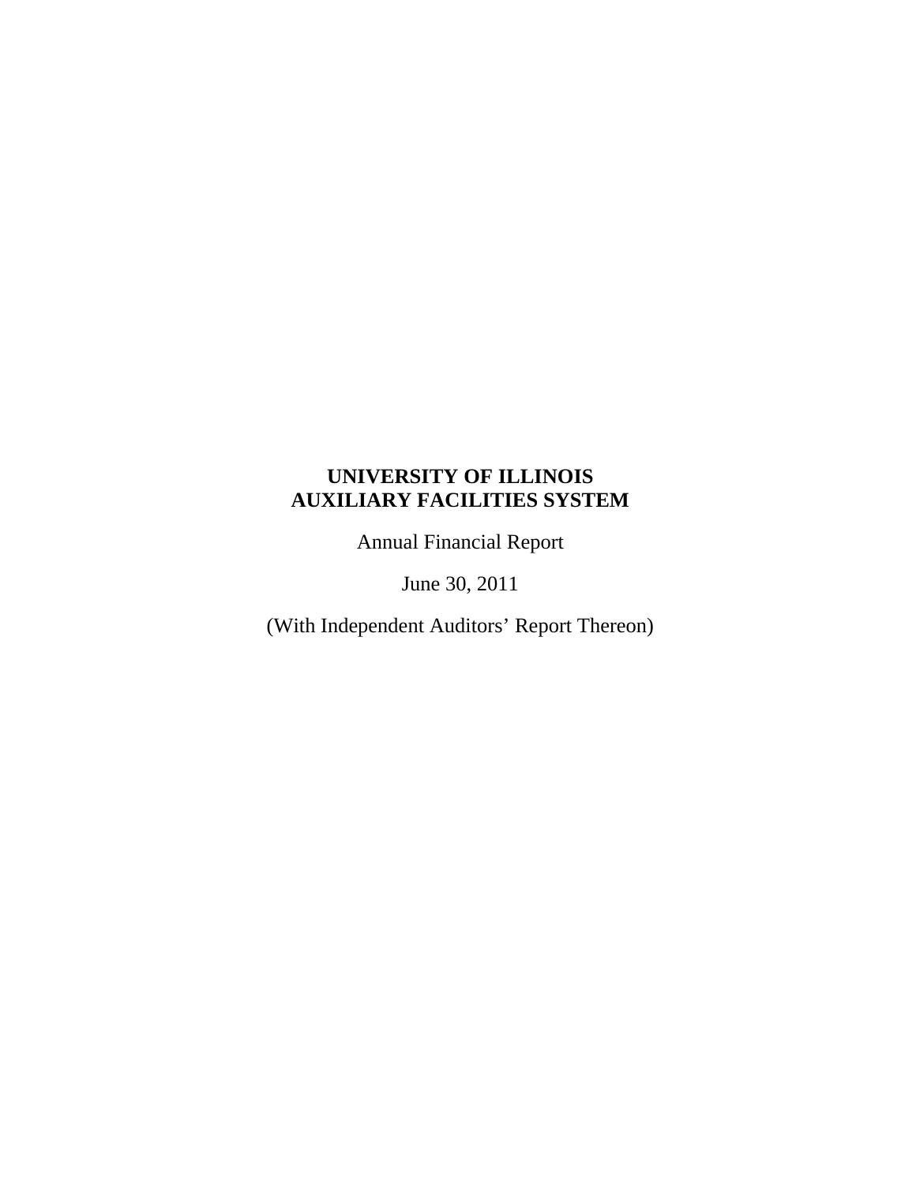# UNIVERSITY OF ILLINOIS
# AUXILIARY FACILITIES SYSTEM

Annual Financial Report

June 30, 2011

(With Independent Auditors' Report Thereon)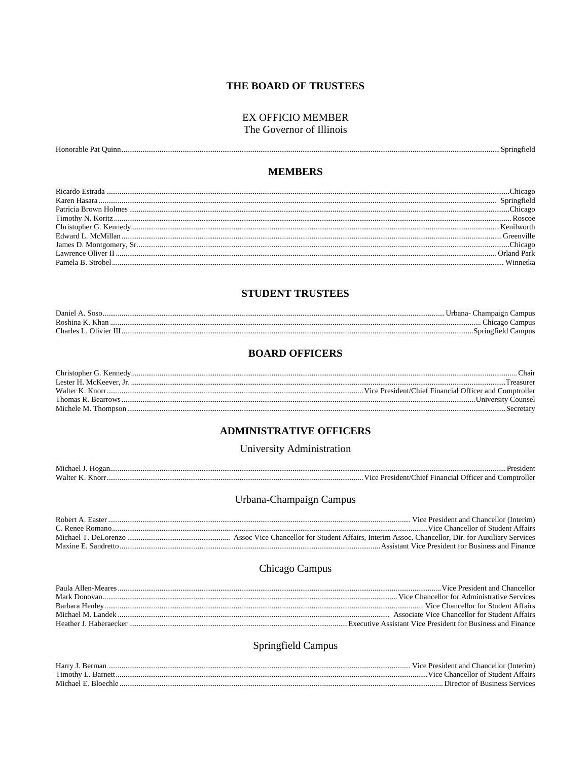# THE BOARD OF TRUSTEES

## EX OFFICIO MEMBER
The Governor of Illinois

Honorable Pat Quinn ........ Springfield

## MEMBERS

Ricardo Estrada ........ Chicago
Karen Hasara ........ Springfield
Patricia Brown Holmes ........ Chicago
Timothy N. Koritz ........ Roscoe
Christopher G. Kennedy ........ Kenilworth
Edward L. McMillan ........ Greenville
James D. Montgomery, Sr. ........ Chicago
Lawrence Oliver II ........ Orland Park
Pamela B. Strobel ........ Winnetka

## STUDENT TRUSTEES

Daniel A. Soso ........ Urbana- Champaign Campus
Roshina K. Khan ........ Chicago Campus
Charles L. Olivier III ........ Springfield Campus

## BOARD OFFICERS

Christopher G. Kennedy ........ Chair
Lester H. McKeever, Jr. ........ Treasurer
Walter K. Knorr ........ Vice President/Chief Financial Officer and Comptroller
Thomas R. Bearrows ........ University Counsel
Michele M. Thompson ........ Secretary

## ADMINISTRATIVE OFFICERS

### University Administration

Michael J. Hogan ........ President
Walter K. Knorr ........ Vice President/Chief Financial Officer and Comptroller

### Urbana-Champaign Campus

Robert A. Easter ........ Vice President and Chancellor (Interim)
C. Renee Romano ........ Vice Chancellor of Student Affairs
Michael T. DeLorenzo ........ Assoc Vice Chancellor for Student Affairs, Interim Assoc. Chancellor, Dir. for Auxiliary Services
Maxine E. Sandretto ........ Assistant Vice President for Business and Finance

### Chicago Campus

Paula Allen-Meares ........ Vice President and Chancellor
Mark Donovan ........ Vice Chancellor for Administrative Services
Barbara Henley ........ Vice Chancellor for Student Affairs
Michael M. Landek ........ Associate Vice Chancellor for Student Affairs
Heather J. Haberaecker ........ Executive Assistant Vice President for Business and Finance

### Springfield Campus

Harry J. Berman ........ Vice President and Chancellor (Interim)
Timothy L. Barnett ........ Vice Chancellor of Student Affairs
Michael E. Bloechle ........ Director of Business Services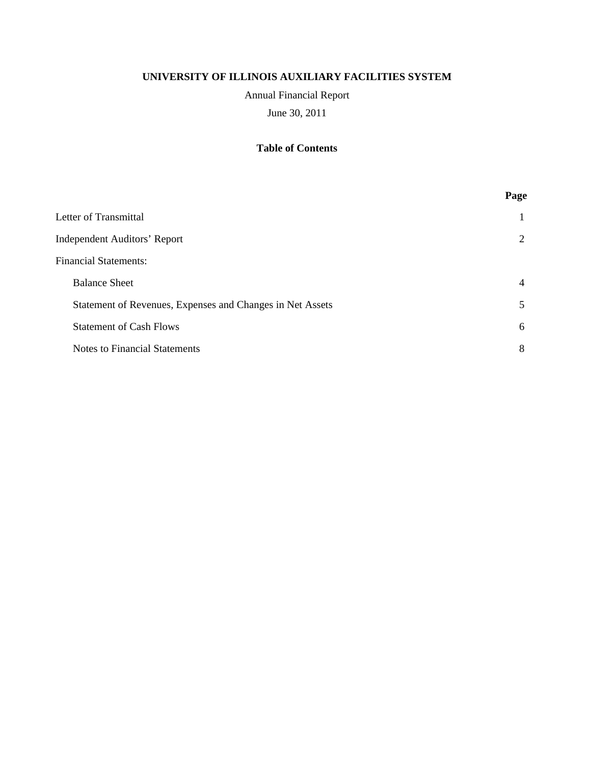# UNIVERSITY OF ILLINOIS AUXILIARY FACILITIES SYSTEM

Annual Financial Report

June 30, 2011

## Table of Contents

| | Page |
|---|---|
| Letter of Transmittal | 1 |
| Independent Auditors' Report | 2 |
| Financial Statements: | |
| Balance Sheet | 4 |
| Statement of Revenues, Expenses and Changes in Net Assets | 5 |
| Statement of Cash Flows | 6 |
| Notes to Financial Statements | 8 |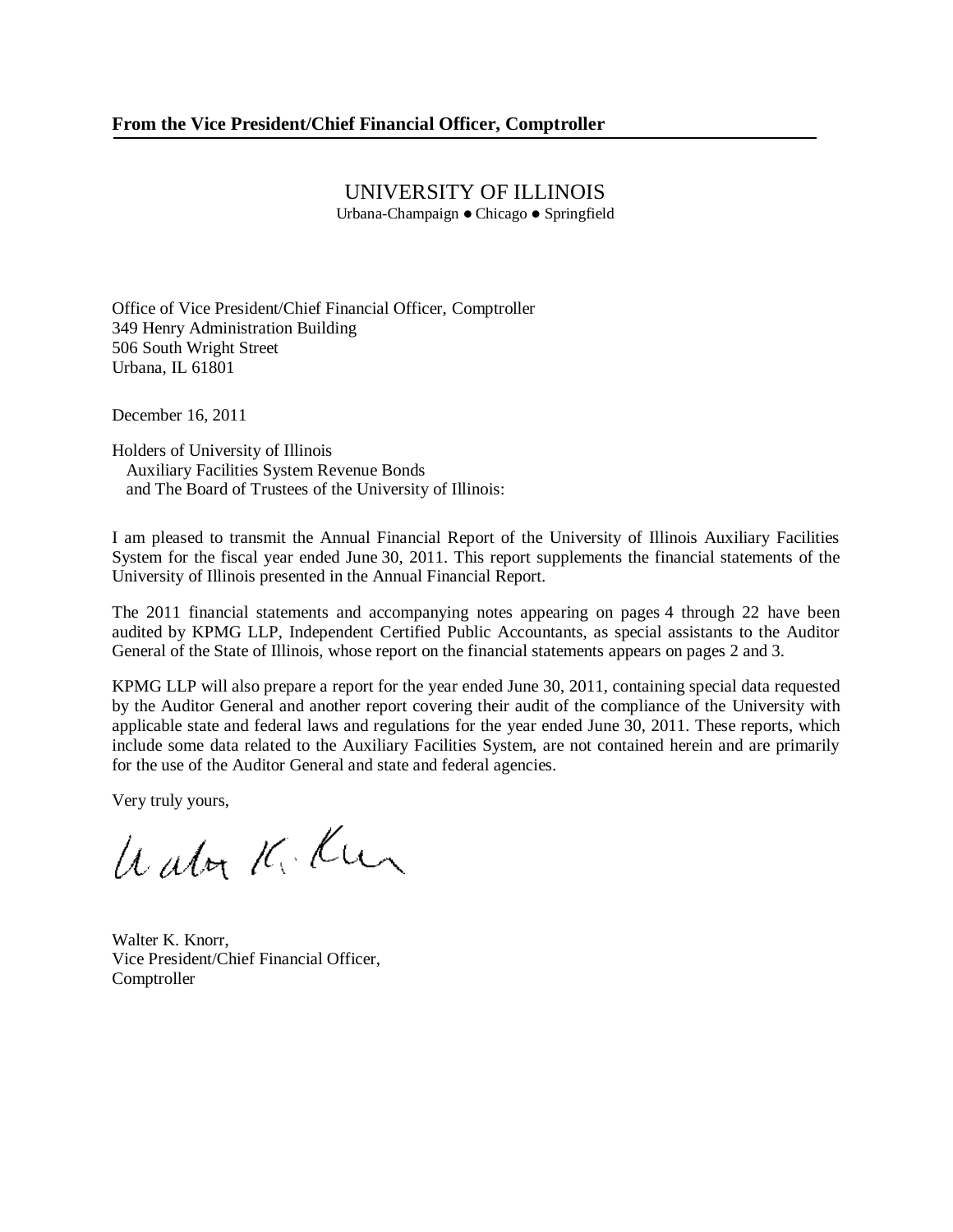**From the Vice President/Chief Financial Officer, Comptroller**

UNIVERSITY OF ILLINOIS

Urbana-Champaign ● Chicago ● Springfield

Office of Vice President/Chief Financial Officer, Comptroller
349 Henry Administration Building
506 South Wright Street
Urbana, IL 61801

December 16, 2011

Holders of University of Illinois
Auxiliary Facilities System Revenue Bonds
and The Board of Trustees of the University of Illinois:

I am pleased to transmit the Annual Financial Report of the University of Illinois Auxiliary Facilities System for the fiscal year ended June 30, 2011. This report supplements the financial statements of the University of Illinois presented in the Annual Financial Report.

The 2011 financial statements and accompanying notes appearing on pages 4 through 22 have been audited by KPMG LLP, Independent Certified Public Accountants, as special assistants to the Auditor General of the State of Illinois, whose report on the financial statements appears on pages 2 and 3.

KPMG LLP will also prepare a report for the year ended June 30, 2011, containing special data requested by the Auditor General and another report covering their audit of the compliance of the University with applicable state and federal laws and regulations for the year ended June 30, 2011. These reports, which include some data related to the Auxiliary Facilities System, are not contained herein and are primarily for the use of the Auditor General and state and federal agencies.

Very truly yours,

Walter K. Knorr,
Vice President/Chief Financial Officer,
Comptroller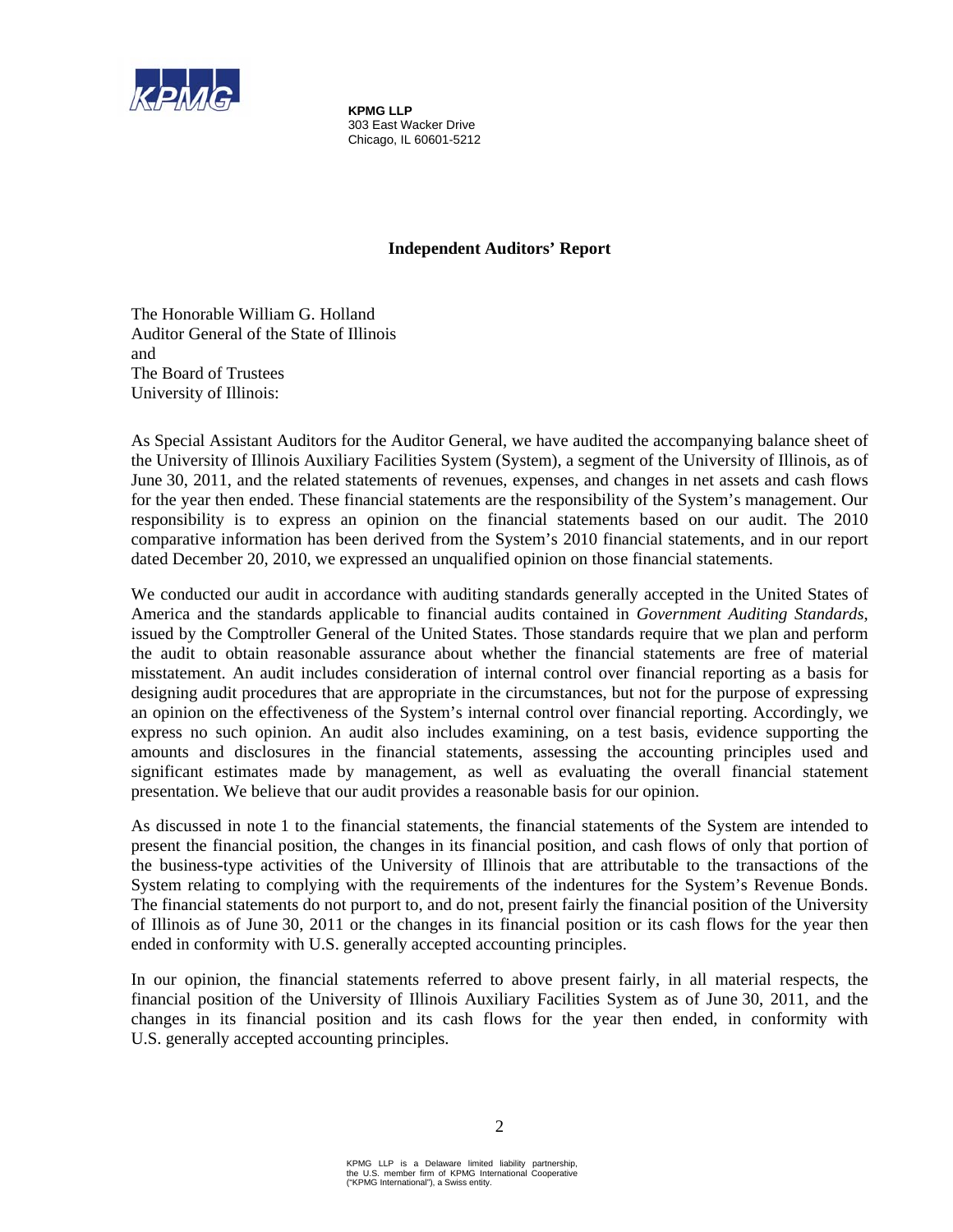**KPMG LLP**
303 East Wacker Drive
Chicago, IL 60601-5212

## Independent Auditors' Report

The Honorable William G. Holland
Auditor General of the State of Illinois
and
The Board of Trustees
University of Illinois:

As Special Assistant Auditors for the Auditor General, we have audited the accompanying balance sheet of the University of Illinois Auxiliary Facilities System (System), a segment of the University of Illinois, as of June 30, 2011, and the related statements of revenues, expenses, and changes in net assets and cash flows for the year then ended. These financial statements are the responsibility of the System's management. Our responsibility is to express an opinion on the financial statements based on our audit. The 2010 comparative information has been derived from the System's 2010 financial statements, and in our report dated December 20, 2010, we expressed an unqualified opinion on those financial statements.

We conducted our audit in accordance with auditing standards generally accepted in the United States of America and the standards applicable to financial audits contained in *Government Auditing Standards*, issued by the Comptroller General of the United States. Those standards require that we plan and perform the audit to obtain reasonable assurance about whether the financial statements are free of material misstatement. An audit includes consideration of internal control over financial reporting as a basis for designing audit procedures that are appropriate in the circumstances, but not for the purpose of expressing an opinion on the effectiveness of the System's internal control over financial reporting. Accordingly, we express no such opinion. An audit also includes examining, on a test basis, evidence supporting the amounts and disclosures in the financial statements, assessing the accounting principles used and significant estimates made by management, as well as evaluating the overall financial statement presentation. We believe that our audit provides a reasonable basis for our opinion.

As discussed in note 1 to the financial statements, the financial statements of the System are intended to present the financial position, the changes in its financial position, and cash flows of only that portion of the business-type activities of the University of Illinois that are attributable to the transactions of the System relating to complying with the requirements of the indentures for the System's Revenue Bonds. The financial statements do not purport to, and do not, present fairly the financial position of the University of Illinois as of June 30, 2011 or the changes in its financial position or its cash flows for the year then ended in conformity with U.S. generally accepted accounting principles.

In our opinion, the financial statements referred to above present fairly, in all material respects, the financial position of the University of Illinois Auxiliary Facilities System as of June 30, 2011, and the changes in its financial position and its cash flows for the year then ended, in conformity with U.S. generally accepted accounting principles.

KPMG LLP is a Delaware limited liability partnership, the U.S. member firm of KPMG International Cooperative ("KPMG International"), a Swiss entity.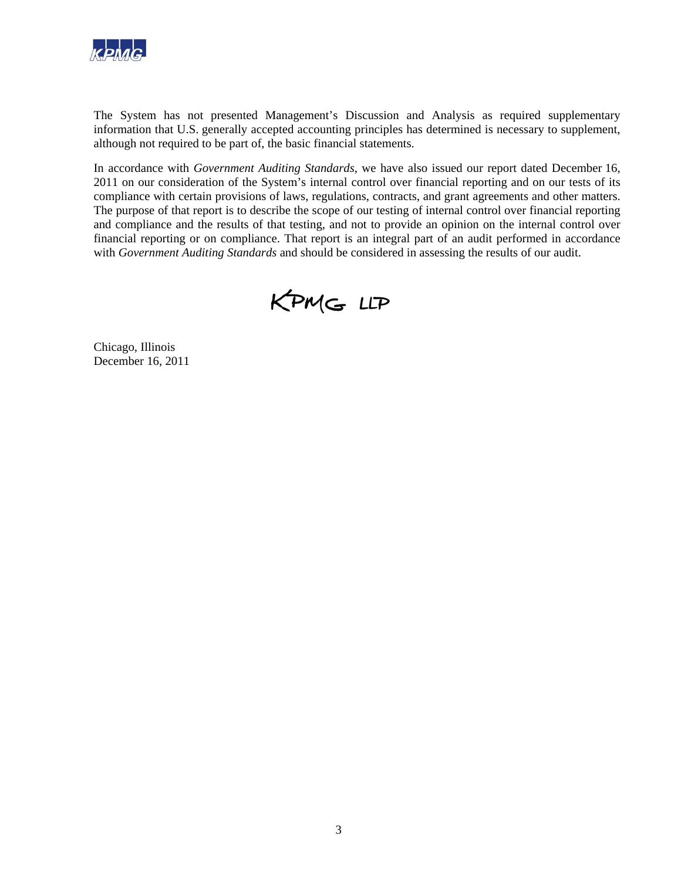The System has not presented Management's Discussion and Analysis as required supplementary information that U.S. generally accepted accounting principles has determined is necessary to supplement, although not required to be part of, the basic financial statements.

In accordance with *Government Auditing Standards*, we have also issued our report dated December 16, 2011 on our consideration of the System's internal control over financial reporting and on our tests of its compliance with certain provisions of laws, regulations, contracts, and grant agreements and other matters. The purpose of that report is to describe the scope of our testing of internal control over financial reporting and compliance and the results of that testing, and not to provide an opinion on the internal control over financial reporting or on compliance. That report is an integral part of an audit performed in accordance with *Government Auditing Standards* and should be considered in assessing the results of our audit.

KPMG LLP

Chicago, Illinois
December 16, 2011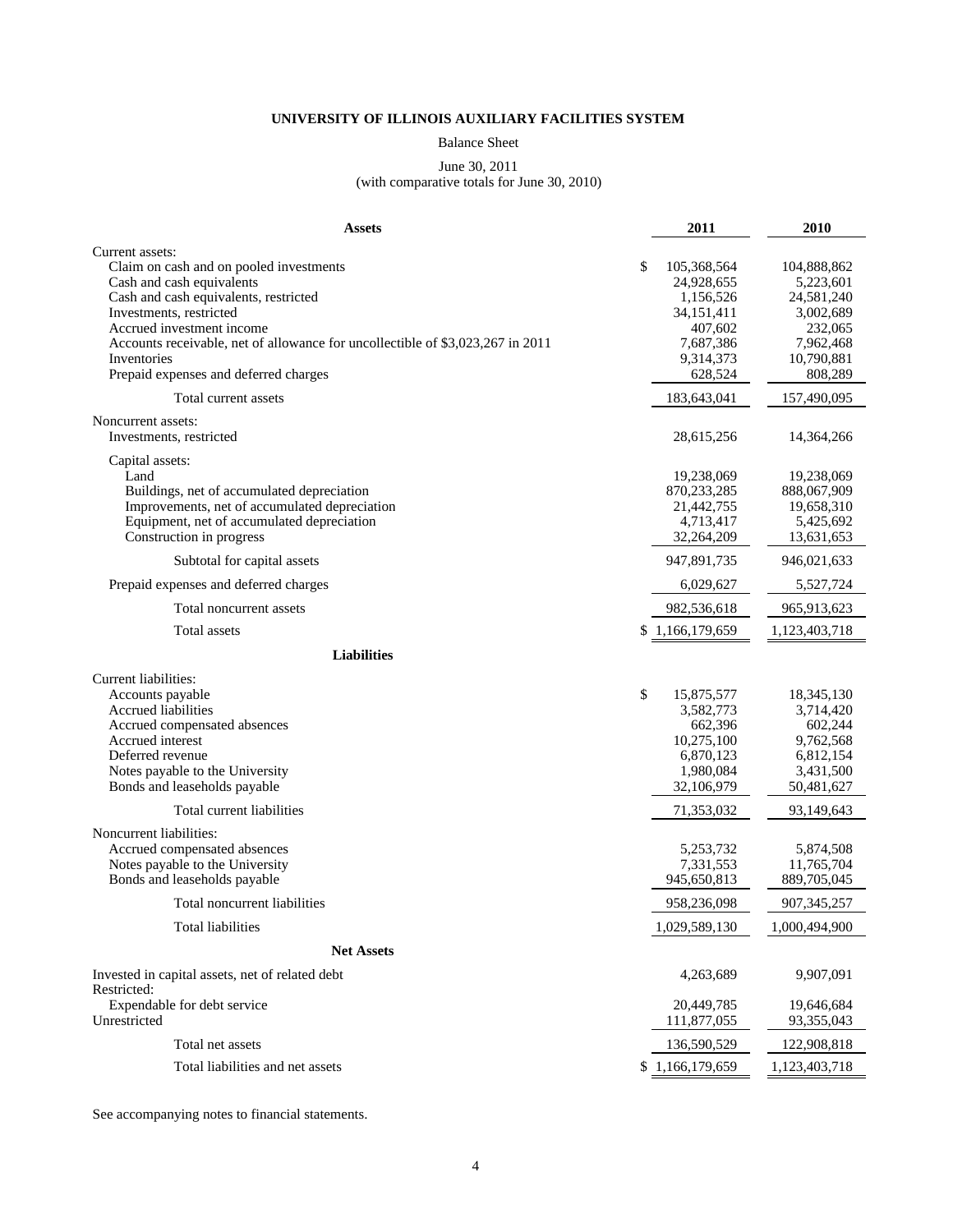# UNIVERSITY OF ILLINOIS AUXILIARY FACILITIES SYSTEM

Balance Sheet

June 30, 2011
(with comparative totals for June 30, 2010)

| Assets | 2011 | 2010 |
|---|---|---|
| Current assets: | | |
| Claim on cash and on pooled investments | $ 105,368,564 | 104,888,862 |
| Cash and cash equivalents | 24,928,655 | 5,223,601 |
| Cash and cash equivalents, restricted | 1,156,526 | 24,581,240 |
| Investments, restricted | 34,151,411 | 3,002,689 |
| Accrued investment income | 407,602 | 232,065 |
| Accounts receivable, net of allowance for uncollectible of $3,023,267 in 2011 | 7,687,386 | 7,962,468 |
| Inventories | 9,314,373 | 10,790,881 |
| Prepaid expenses and deferred charges | 628,524 | 808,289 |
| Total current assets | 183,643,041 | 157,490,095 |
| Noncurrent assets: | | |
| Investments, restricted | 28,615,256 | 14,364,266 |
| Capital assets: | | |
| Land | 19,238,069 | 19,238,069 |
| Buildings, net of accumulated depreciation | 870,233,285 | 888,067,909 |
| Improvements, net of accumulated depreciation | 21,442,755 | 19,658,310 |
| Equipment, net of accumulated depreciation | 4,713,417 | 5,425,692 |
| Construction in progress | 32,264,209 | 13,631,653 |
| Subtotal for capital assets | 947,891,735 | 946,021,633 |
| Prepaid expenses and deferred charges | 6,029,627 | 5,527,724 |
| Total noncurrent assets | 982,536,618 | 965,913,623 |
| Total assets | $ 1,166,179,659 | 1,123,403,718 |
| **Liabilities** | | |
| Current liabilities: | | |
| Accounts payable | $ 15,875,577 | 18,345,130 |
| Accrued liabilities | 3,582,773 | 3,714,420 |
| Accrued compensated absences | 662,396 | 602,244 |
| Accrued interest | 10,275,100 | 9,762,568 |
| Deferred revenue | 6,870,123 | 6,812,154 |
| Notes payable to the University | 1,980,084 | 3,431,500 |
| Bonds and leaseholds payable | 32,106,979 | 50,481,627 |
| Total current liabilities | 71,353,032 | 93,149,643 |
| Noncurrent liabilities: | | |
| Accrued compensated absences | 5,253,732 | 5,874,508 |
| Notes payable to the University | 7,331,553 | 11,765,704 |
| Bonds and leaseholds payable | 945,650,813 | 889,705,045 |
| Total noncurrent liabilities | 958,236,098 | 907,345,257 |
| Total liabilities | 1,029,589,130 | 1,000,494,900 |
| **Net Assets** | | |
| Invested in capital assets, net of related debt | 4,263,689 | 9,907,091 |
| Restricted: | | |
| Expendable for debt service | 20,449,785 | 19,646,684 |
| Unrestricted | 111,877,055 | 93,355,043 |
| Total net assets | 136,590,529 | 122,908,818 |
| Total liabilities and net assets | $ 1,166,179,659 | 1,123,403,718 |

See accompanying notes to financial statements.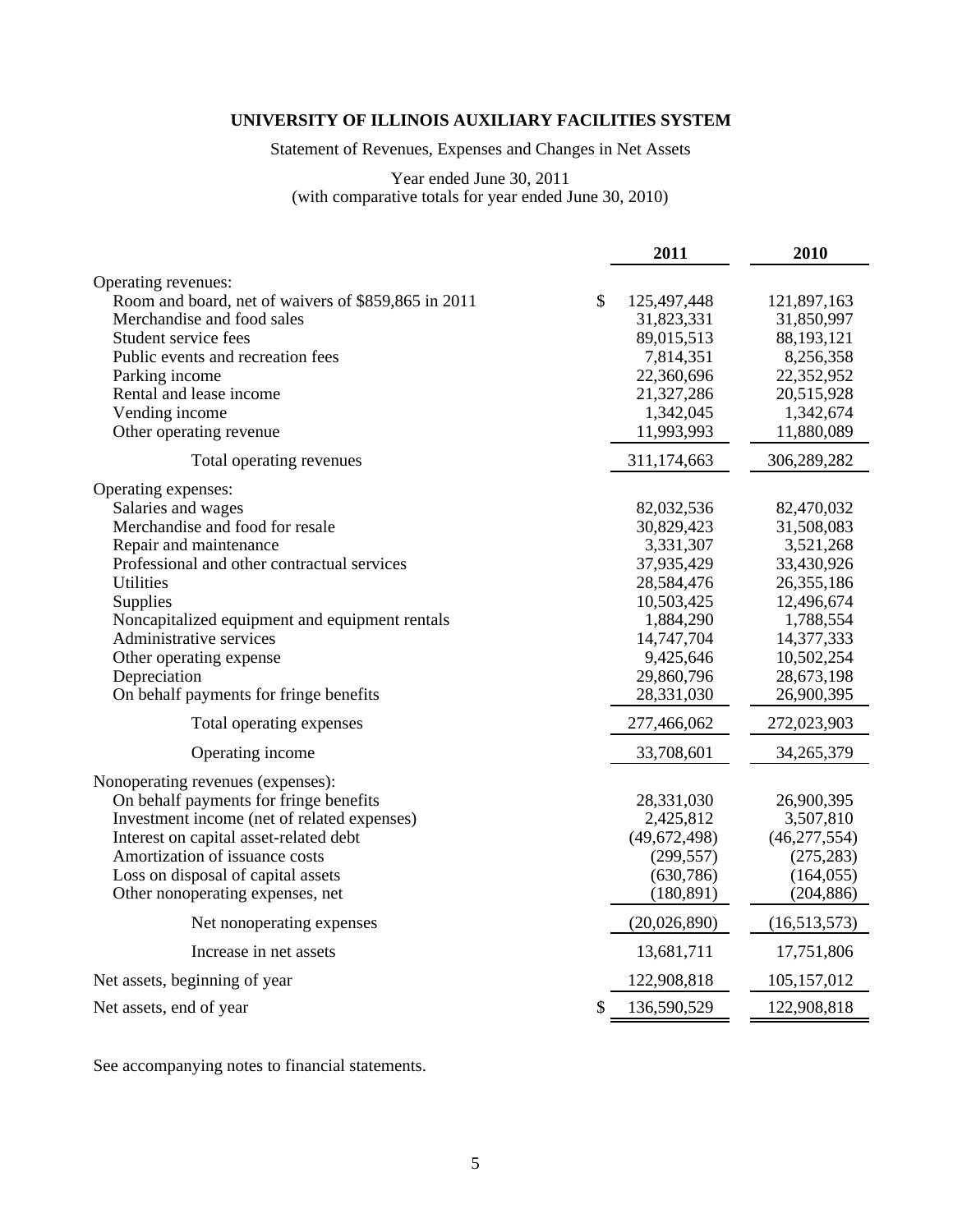**UNIVERSITY OF ILLINOIS AUXILIARY FACILITIES SYSTEM**

Statement of Revenues, Expenses and Changes in Net Assets

Year ended June 30, 2011
(with comparative totals for year ended June 30, 2010)

| | 2011 | 2010 |
|---|---|---|
| Operating revenues: | | |
| Room and board, net of waivers of $859,865 in 2011 | $ 125,497,448 | 121,897,163 |
| Merchandise and food sales | 31,823,331 | 31,850,997 |
| Student service fees | 89,015,513 | 88,193,121 |
| Public events and recreation fees | 7,814,351 | 8,256,358 |
| Parking income | 22,360,696 | 22,352,952 |
| Rental and lease income | 21,327,286 | 20,515,928 |
| Vending income | 1,342,045 | 1,342,674 |
| Other operating revenue | 11,993,993 | 11,880,089 |
| Total operating revenues | 311,174,663 | 306,289,282 |
| Operating expenses: | | |
| Salaries and wages | 82,032,536 | 82,470,032 |
| Merchandise and food for resale | 30,829,423 | 31,508,083 |
| Repair and maintenance | 3,331,307 | 3,521,268 |
| Professional and other contractual services | 37,935,429 | 33,430,926 |
| Utilities | 28,584,476 | 26,355,186 |
| Supplies | 10,503,425 | 12,496,674 |
| Noncapitalized equipment and equipment rentals | 1,884,290 | 1,788,554 |
| Administrative services | 14,747,704 | 14,377,333 |
| Other operating expense | 9,425,646 | 10,502,254 |
| Depreciation | 29,860,796 | 28,673,198 |
| On behalf payments for fringe benefits | 28,331,030 | 26,900,395 |
| Total operating expenses | 277,466,062 | 272,023,903 |
| Operating income | 33,708,601 | 34,265,379 |
| Nonoperating revenues (expenses): | | |
| On behalf payments for fringe benefits | 28,331,030 | 26,900,395 |
| Investment income (net of related expenses) | 2,425,812 | 3,507,810 |
| Interest on capital asset-related debt | (49,672,498) | (46,277,554) |
| Amortization of issuance costs | (299,557) | (275,283) |
| Loss on disposal of capital assets | (630,786) | (164,055) |
| Other nonoperating expenses, net | (180,891) | (204,886) |
| Net nonoperating expenses | (20,026,890) | (16,513,573) |
| Increase in net assets | 13,681,711 | 17,751,806 |
| Net assets, beginning of year | 122,908,818 | 105,157,012 |
| Net assets, end of year | $ 136,590,529 | 122,908,818 |

See accompanying notes to financial statements.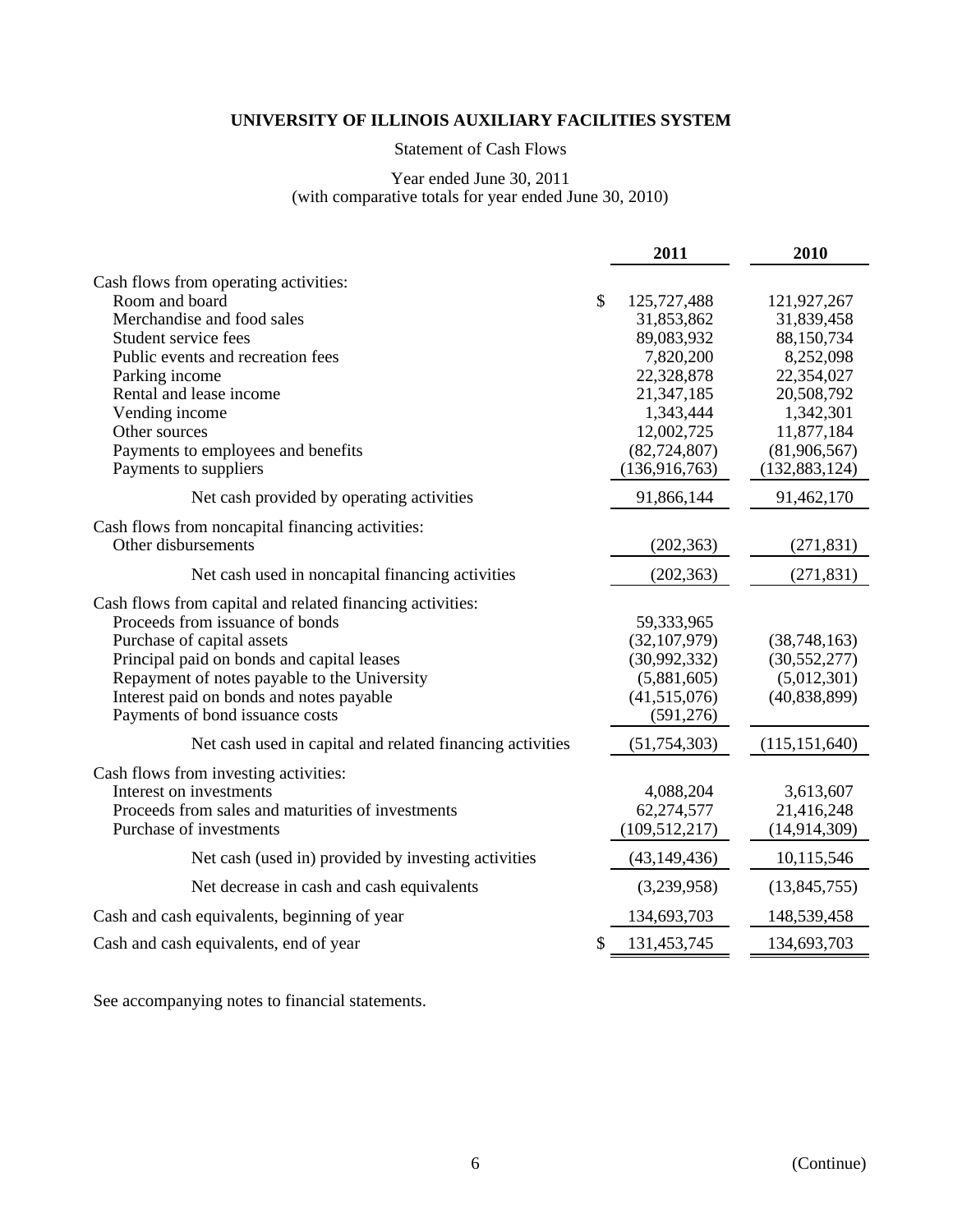# UNIVERSITY OF ILLINOIS AUXILIARY FACILITIES SYSTEM

Statement of Cash Flows

Year ended June 30, 2011
(with comparative totals for year ended June 30, 2010)

| | 2011 | 2010 |
|---|---|---|
| Cash flows from operating activities: | | |
| Room and board | $ 125,727,488 | 121,927,267 |
| Merchandise and food sales | 31,853,862 | 31,839,458 |
| Student service fees | 89,083,932 | 88,150,734 |
| Public events and recreation fees | 7,820,200 | 8,252,098 |
| Parking income | 22,328,878 | 22,354,027 |
| Rental and lease income | 21,347,185 | 20,508,792 |
| Vending income | 1,343,444 | 1,342,301 |
| Other sources | 12,002,725 | 11,877,184 |
| Payments to employees and benefits | (82,724,807) | (81,906,567) |
| Payments to suppliers | (136,916,763) | (132,883,124) |
| Net cash provided by operating activities | 91,866,144 | 91,462,170 |
| Cash flows from noncapital financing activities: | | |
| Other disbursements | (202,363) | (271,831) |
| Net cash used in noncapital financing activities | (202,363) | (271,831) |
| Cash flows from capital and related financing activities: | | |
| Proceeds from issuance of bonds | 59,333,965 | |
| Purchase of capital assets | (32,107,979) | (38,748,163) |
| Principal paid on bonds and capital leases | (30,992,332) | (30,552,277) |
| Repayment of notes payable to the University | (5,881,605) | (5,012,301) |
| Interest paid on bonds and notes payable | (41,515,076) | (40,838,899) |
| Payments of bond issuance costs | (591,276) | |
| Net cash used in capital and related financing activities | (51,754,303) | (115,151,640) |
| Cash flows from investing activities: | | |
| Interest on investments | 4,088,204 | 3,613,607 |
| Proceeds from sales and maturities of investments | 62,274,577 | 21,416,248 |
| Purchase of investments | (109,512,217) | (14,914,309) |
| Net cash (used in) provided by investing activities | (43,149,436) | 10,115,546 |
| Net decrease in cash and cash equivalents | (3,239,958) | (13,845,755) |
| Cash and cash equivalents, beginning of year | 134,693,703 | 148,539,458 |
| Cash and cash equivalents, end of year | $ 131,453,745 | 134,693,703 |

See accompanying notes to financial statements.

(Continue)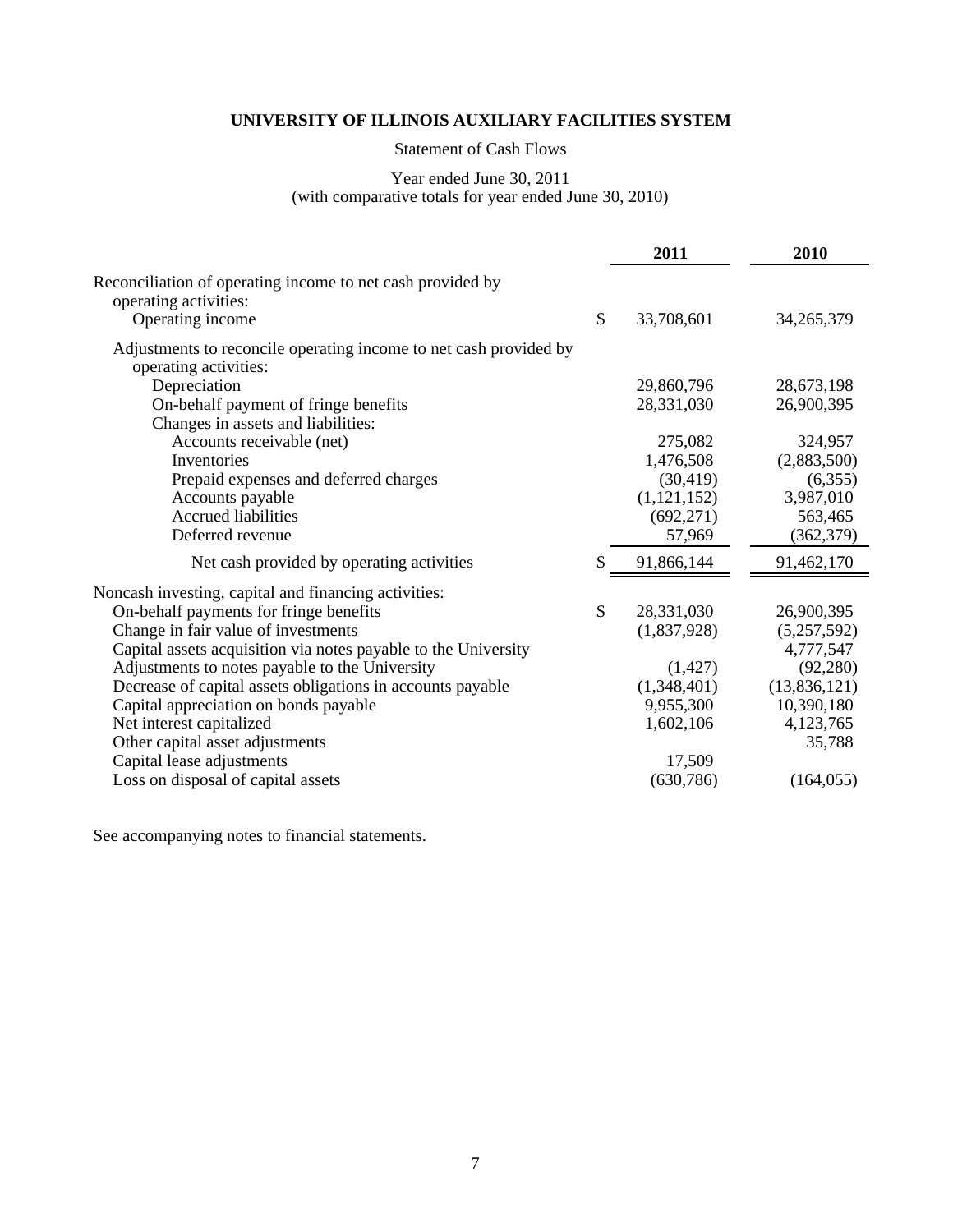# UNIVERSITY OF ILLINOIS AUXILIARY FACILITIES SYSTEM

Statement of Cash Flows

Year ended June 30, 2011
(with comparative totals for year ended June 30, 2010)

| | 2011 | 2010 |
|---|---|---|
| Reconciliation of operating income to net cash provided by operating activities: | | |
| Operating income | $ 33,708,601 | 34,265,379 |
| Adjustments to reconcile operating income to net cash provided by operating activities: | | |
| Depreciation | 29,860,796 | 28,673,198 |
| On-behalf payment of fringe benefits | 28,331,030 | 26,900,395 |
| Changes in assets and liabilities: | | |
| Accounts receivable (net) | 275,082 | 324,957 |
| Inventories | 1,476,508 | (2,883,500) |
| Prepaid expenses and deferred charges | (30,419) | (6,355) |
| Accounts payable | (1,121,152) | 3,987,010 |
| Accrued liabilities | (692,271) | 563,465 |
| Deferred revenue | 57,969 | (362,379) |
| Net cash provided by operating activities | $ 91,866,144 | 91,462,170 |
| Noncash investing, capital and financing activities: | | |
| On-behalf payments for fringe benefits | $ 28,331,030 | 26,900,395 |
| Change in fair value of investments | (1,837,928) | (5,257,592) |
| Capital assets acquisition via notes payable to the University | | 4,777,547 |
| Adjustments to notes payable to the University | (1,427) | (92,280) |
| Decrease of capital assets obligations in accounts payable | (1,348,401) | (13,836,121) |
| Capital appreciation on bonds payable | 9,955,300 | 10,390,180 |
| Net interest capitalized | 1,602,106 | 4,123,765 |
| Other capital asset adjustments | | 35,788 |
| Capital lease adjustments | 17,509 | |
| Loss on disposal of capital assets | (630,786) | (164,055) |

See accompanying notes to financial statements.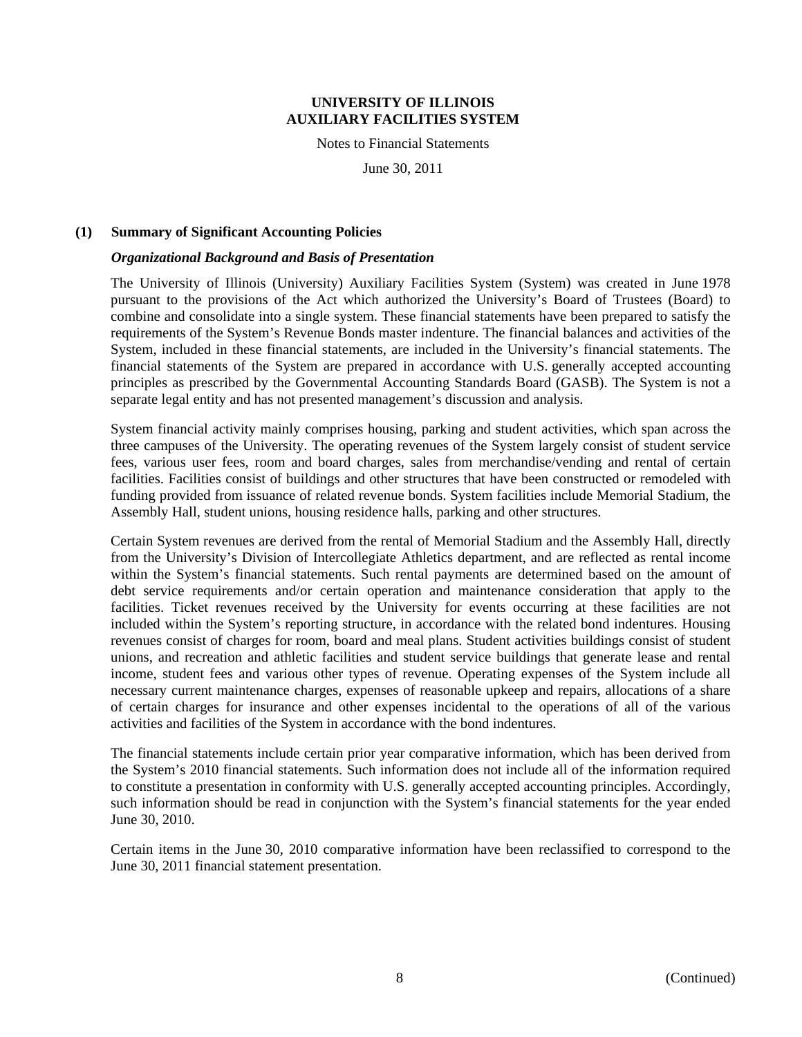# UNIVERSITY OF ILLINOIS
# AUXILIARY FACILITIES SYSTEM

Notes to Financial Statements

June 30, 2011

## (1) Summary of Significant Accounting Policies

### *Organizational Background and Basis of Presentation*

The University of Illinois (University) Auxiliary Facilities System (System) was created in June 1978 pursuant to the provisions of the Act which authorized the University's Board of Trustees (Board) to combine and consolidate into a single system. These financial statements have been prepared to satisfy the requirements of the System's Revenue Bonds master indenture. The financial balances and activities of the System, included in these financial statements, are included in the University's financial statements. The financial statements of the System are prepared in accordance with U.S. generally accepted accounting principles as prescribed by the Governmental Accounting Standards Board (GASB). The System is not a separate legal entity and has not presented management's discussion and analysis.

System financial activity mainly comprises housing, parking and student activities, which span across the three campuses of the University. The operating revenues of the System largely consist of student service fees, various user fees, room and board charges, sales from merchandise/vending and rental of certain facilities. Facilities consist of buildings and other structures that have been constructed or remodeled with funding provided from issuance of related revenue bonds. System facilities include Memorial Stadium, the Assembly Hall, student unions, housing residence halls, parking and other structures.

Certain System revenues are derived from the rental of Memorial Stadium and the Assembly Hall, directly from the University's Division of Intercollegiate Athletics department, and are reflected as rental income within the System's financial statements. Such rental payments are determined based on the amount of debt service requirements and/or certain operation and maintenance consideration that apply to the facilities. Ticket revenues received by the University for events occurring at these facilities are not included within the System's reporting structure, in accordance with the related bond indentures. Housing revenues consist of charges for room, board and meal plans. Student activities buildings consist of student unions, and recreation and athletic facilities and student service buildings that generate lease and rental income, student fees and various other types of revenue. Operating expenses of the System include all necessary current maintenance charges, expenses of reasonable upkeep and repairs, allocations of a share of certain charges for insurance and other expenses incidental to the operations of all of the various activities and facilities of the System in accordance with the bond indentures.

The financial statements include certain prior year comparative information, which has been derived from the System's 2010 financial statements. Such information does not include all of the information required to constitute a presentation in conformity with U.S. generally accepted accounting principles. Accordingly, such information should be read in conjunction with the System's financial statements for the year ended June 30, 2010.

Certain items in the June 30, 2010 comparative information have been reclassified to correspond to the June 30, 2011 financial statement presentation.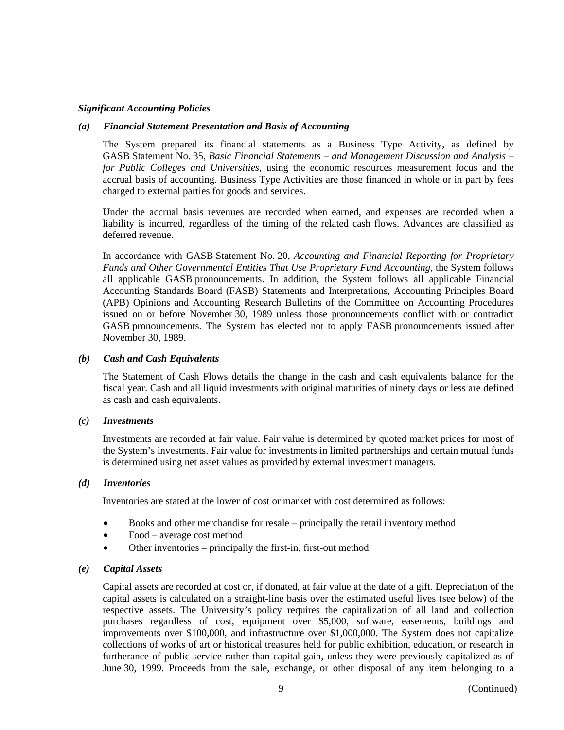***Significant Accounting Policies***

***(a) Financial Statement Presentation and Basis of Accounting***

The System prepared its financial statements as a Business Type Activity, as defined by GASB Statement No. 35, *Basic Financial Statements – and Management Discussion and Analysis – for Public Colleges and Universities*, using the economic resources measurement focus and the accrual basis of accounting. Business Type Activities are those financed in whole or in part by fees charged to external parties for goods and services.

Under the accrual basis revenues are recorded when earned, and expenses are recorded when a liability is incurred, regardless of the timing of the related cash flows. Advances are classified as deferred revenue.

In accordance with GASB Statement No. 20, *Accounting and Financial Reporting for Proprietary Funds and Other Governmental Entities That Use Proprietary Fund Accounting*, the System follows all applicable GASB pronouncements. In addition, the System follows all applicable Financial Accounting Standards Board (FASB) Statements and Interpretations, Accounting Principles Board (APB) Opinions and Accounting Research Bulletins of the Committee on Accounting Procedures issued on or before November 30, 1989 unless those pronouncements conflict with or contradict GASB pronouncements. The System has elected not to apply FASB pronouncements issued after November 30, 1989.

***(b) Cash and Cash Equivalents***

The Statement of Cash Flows details the change in the cash and cash equivalents balance for the fiscal year. Cash and all liquid investments with original maturities of ninety days or less are defined as cash and cash equivalents.

***(c) Investments***

Investments are recorded at fair value. Fair value is determined by quoted market prices for most of the System's investments. Fair value for investments in limited partnerships and certain mutual funds is determined using net asset values as provided by external investment managers.

***(d) Inventories***

Inventories are stated at the lower of cost or market with cost determined as follows:

- Books and other merchandise for resale – principally the retail inventory method
- Food – average cost method
- Other inventories – principally the first-in, first-out method

***(e) Capital Assets***

Capital assets are recorded at cost or, if donated, at fair value at the date of a gift. Depreciation of the capital assets is calculated on a straight-line basis over the estimated useful lives (see below) of the respective assets. The University's policy requires the capitalization of all land and collection purchases regardless of cost, equipment over $5,000, software, easements, buildings and improvements over $100,000, and infrastructure over $1,000,000. The System does not capitalize collections of works of art or historical treasures held for public exhibition, education, or research in furtherance of public service rather than capital gain, unless they were previously capitalized as of June 30, 1999. Proceeds from the sale, exchange, or other disposal of any item belonging to a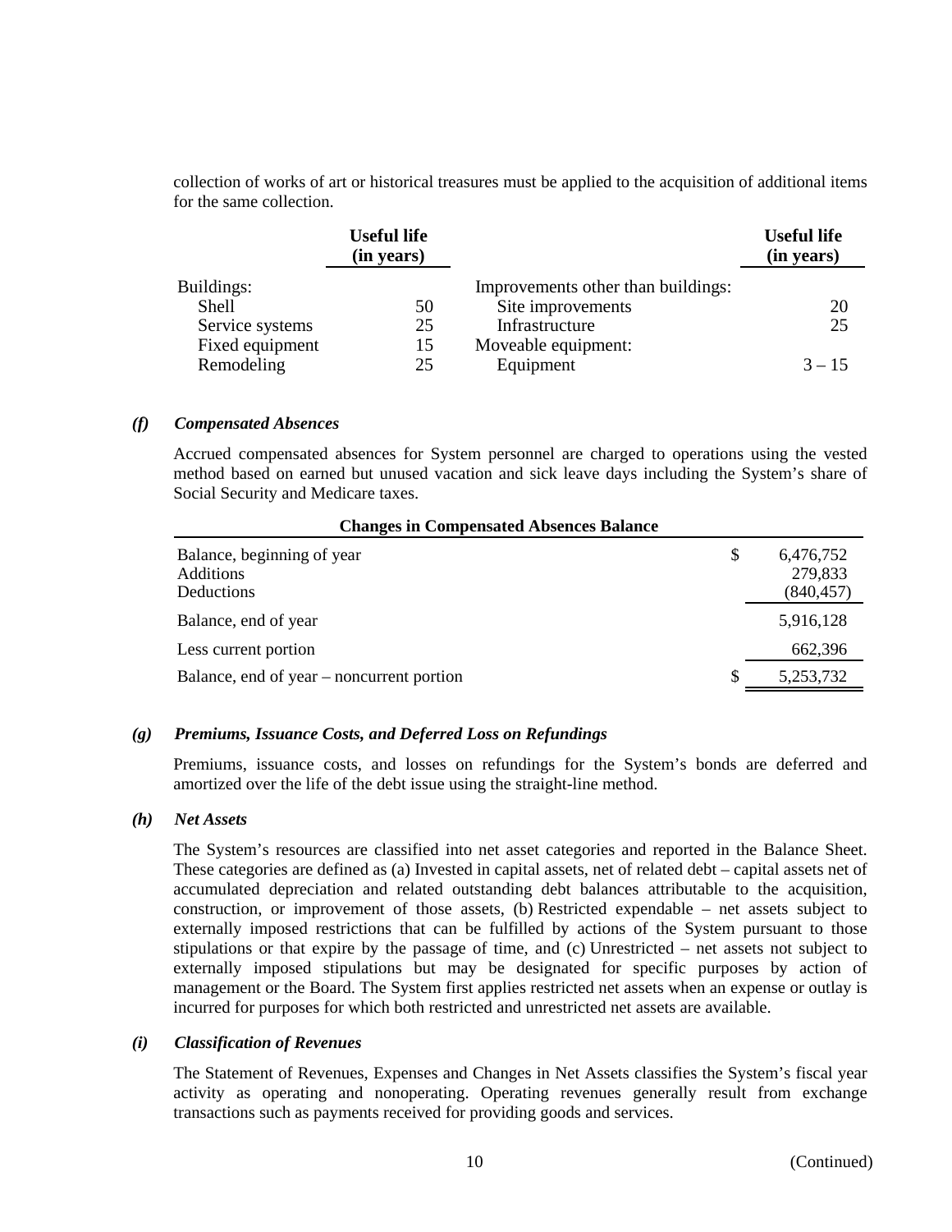collection of works of art or historical treasures must be applied to the acquisition of additional items for the same collection.

| | Useful life (in years) | | Useful life (in years) |
|---|---|---|---|
| Buildings: | | Improvements other than buildings: | |
| Shell | 50 | Site improvements | 20 |
| Service systems | 25 | Infrastructure | 25 |
| Fixed equipment | 15 | Moveable equipment: | |
| Remodeling | 25 | Equipment | 3 – 15 |

### *(f) Compensated Absences*

Accrued compensated absences for System personnel are charged to operations using the vested method based on earned but unused vacation and sick leave days including the System's share of Social Security and Medicare taxes.

**Changes in Compensated Absences Balance**

| | | |
|---|---|---|
| Balance, beginning of year | $ | 6,476,752 |
| Additions | | 279,833 |
| Deductions | | (840,457) |
| Balance, end of year | | 5,916,128 |
| Less current portion | | 662,396 |
| Balance, end of year – noncurrent portion | $ | 5,253,732 |

### *(g) Premiums, Issuance Costs, and Deferred Loss on Refundings*

Premiums, issuance costs, and losses on refundings for the System's bonds are deferred and amortized over the life of the debt issue using the straight-line method.

### *(h) Net Assets*

The System's resources are classified into net asset categories and reported in the Balance Sheet. These categories are defined as (a) Invested in capital assets, net of related debt – capital assets net of accumulated depreciation and related outstanding debt balances attributable to the acquisition, construction, or improvement of those assets, (b) Restricted expendable – net assets subject to externally imposed restrictions that can be fulfilled by actions of the System pursuant to those stipulations or that expire by the passage of time, and (c) Unrestricted – net assets not subject to externally imposed stipulations but may be designated for specific purposes by action of management or the Board. The System first applies restricted net assets when an expense or outlay is incurred for purposes for which both restricted and unrestricted net assets are available.

### *(i) Classification of Revenues*

The Statement of Revenues, Expenses and Changes in Net Assets classifies the System's fiscal year activity as operating and nonoperating. Operating revenues generally result from exchange transactions such as payments received for providing goods and services.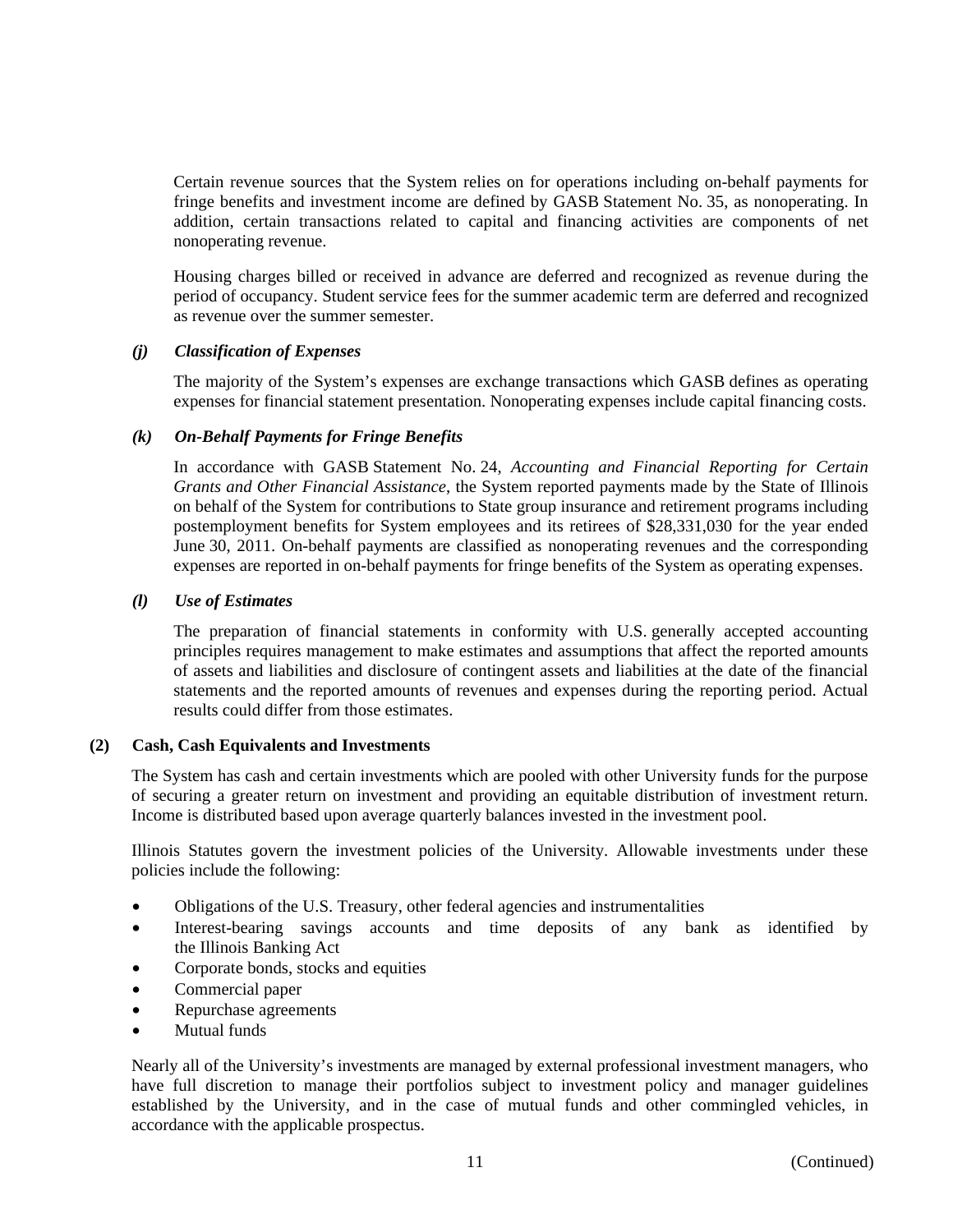Certain revenue sources that the System relies on for operations including on-behalf payments for fringe benefits and investment income are defined by GASB Statement No. 35, as nonoperating. In addition, certain transactions related to capital and financing activities are components of net nonoperating revenue.

Housing charges billed or received in advance are deferred and recognized as revenue during the period of occupancy. Student service fees for the summer academic term are deferred and recognized as revenue over the summer semester.

***(j) Classification of Expenses***

The majority of the System's expenses are exchange transactions which GASB defines as operating expenses for financial statement presentation. Nonoperating expenses include capital financing costs.

***(k) On-Behalf Payments for Fringe Benefits***

In accordance with GASB Statement No. 24, *Accounting and Financial Reporting for Certain Grants and Other Financial Assistance*, the System reported payments made by the State of Illinois on behalf of the System for contributions to State group insurance and retirement programs including postemployment benefits for System employees and its retirees of $28,331,030 for the year ended June 30, 2011. On-behalf payments are classified as nonoperating revenues and the corresponding expenses are reported in on-behalf payments for fringe benefits of the System as operating expenses.

***(l) Use of Estimates***

The preparation of financial statements in conformity with U.S. generally accepted accounting principles requires management to make estimates and assumptions that affect the reported amounts of assets and liabilities and disclosure of contingent assets and liabilities at the date of the financial statements and the reported amounts of revenues and expenses during the reporting period. Actual results could differ from those estimates.

**(2) Cash, Cash Equivalents and Investments**

The System has cash and certain investments which are pooled with other University funds for the purpose of securing a greater return on investment and providing an equitable distribution of investment return. Income is distributed based upon average quarterly balances invested in the investment pool.

Illinois Statutes govern the investment policies of the University. Allowable investments under these policies include the following:

- Obligations of the U.S. Treasury, other federal agencies and instrumentalities
- Interest-bearing savings accounts and time deposits of any bank as identified by the Illinois Banking Act
- Corporate bonds, stocks and equities
- Commercial paper
- Repurchase agreements
- Mutual funds

Nearly all of the University's investments are managed by external professional investment managers, who have full discretion to manage their portfolios subject to investment policy and manager guidelines established by the University, and in the case of mutual funds and other commingled vehicles, in accordance with the applicable prospectus.

(Continued)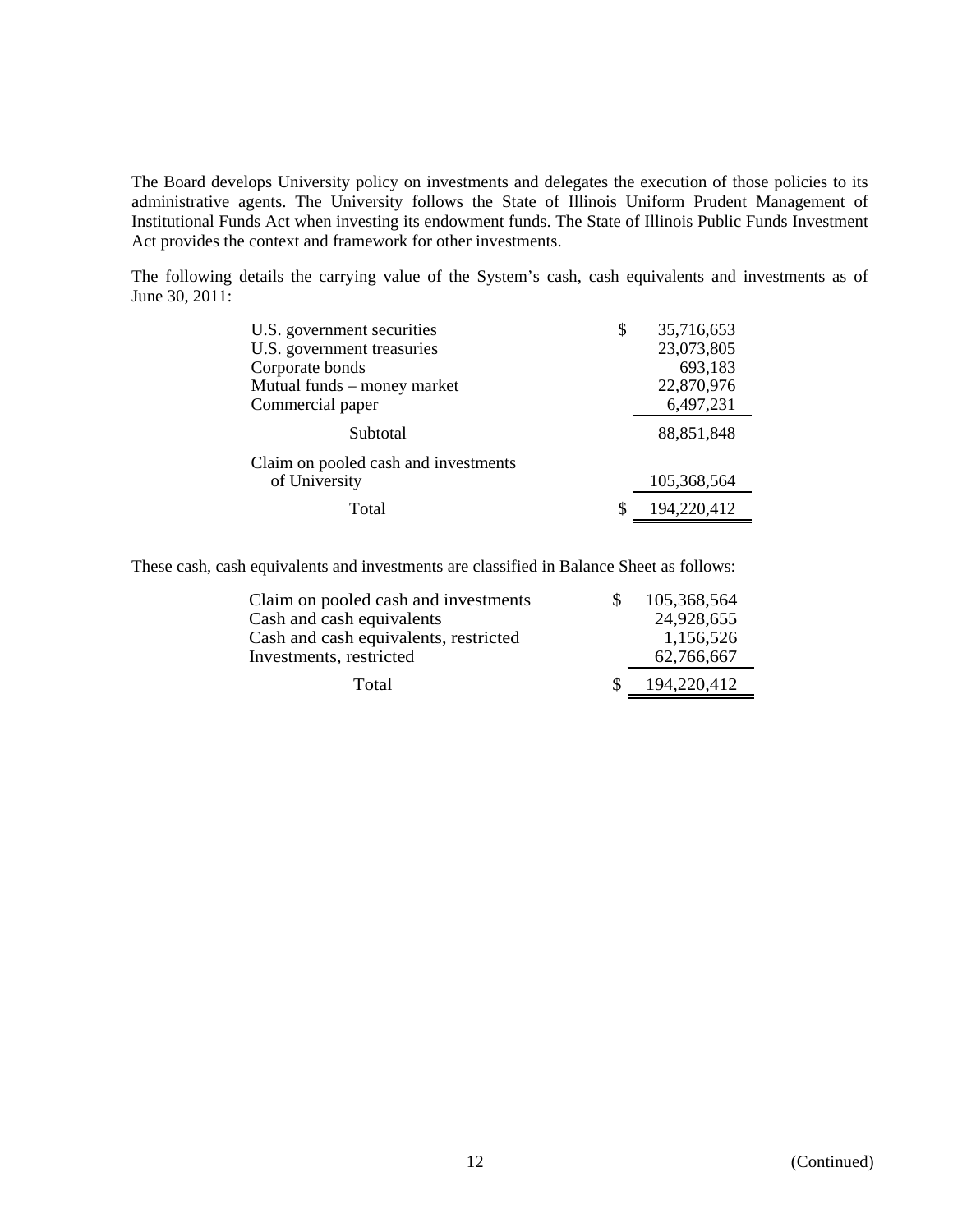The Board develops University policy on investments and delegates the execution of those policies to its administrative agents. The University follows the State of Illinois Uniform Prudent Management of Institutional Funds Act when investing its endowment funds. The State of Illinois Public Funds Investment Act provides the context and framework for other investments.

The following details the carrying value of the System's cash, cash equivalents and investments as of June 30, 2011:

| | |
|---|---|
| U.S. government securities | $ 35,716,653 |
| U.S. government treasuries | 23,073,805 |
| Corporate bonds | 693,183 |
| Mutual funds – money market | 22,870,976 |
| Commercial paper | 6,497,231 |
| Subtotal | 88,851,848 |
| Claim on pooled cash and investments of University | 105,368,564 |
| Total | $ 194,220,412 |

These cash, cash equivalents and investments are classified in Balance Sheet as follows:

| | |
|---|---|
| Claim on pooled cash and investments | $ 105,368,564 |
| Cash and cash equivalents | 24,928,655 |
| Cash and cash equivalents, restricted | 1,156,526 |
| Investments, restricted | 62,766,667 |
| Total | $ 194,220,412 |

(Continued)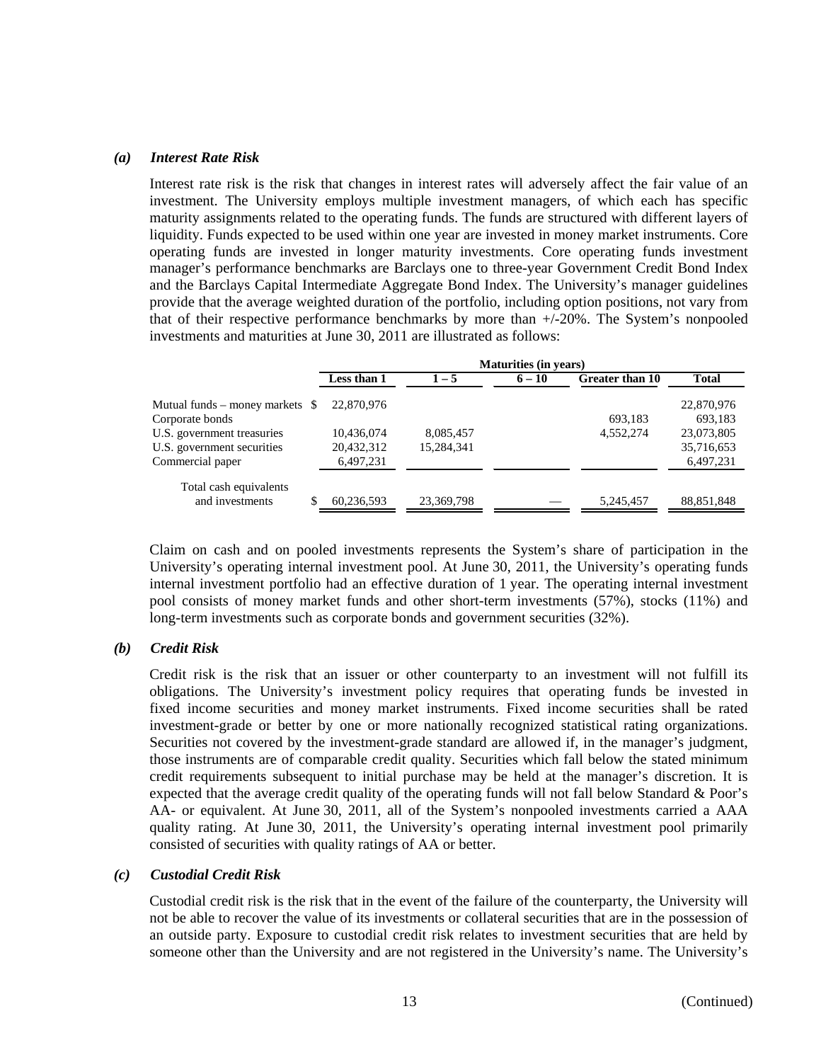### *(a) Interest Rate Risk*

Interest rate risk is the risk that changes in interest rates will adversely affect the fair value of an investment. The University employs multiple investment managers, of which each has specific maturity assignments related to the operating funds. The funds are structured with different layers of liquidity. Funds expected to be used within one year are invested in money market instruments. Core operating funds are invested in longer maturity investments. Core operating funds investment manager's performance benchmarks are Barclays one to three-year Government Credit Bond Index and the Barclays Capital Intermediate Aggregate Bond Index. The University's manager guidelines provide that the average weighted duration of the portfolio, including option positions, not vary from that of their respective performance benchmarks by more than +/-20%. The System's nonpooled investments and maturities at June 30, 2011 are illustrated as follows:

| | Maturities (in years) | | | | |
|---|---|---|---|---|---|
| | Less than 1 | 1 – 5 | 6 – 10 | Greater than 10 | Total |
| Mutual funds – money markets | $ 22,870,976 | | | | 22,870,976 |
| Corporate bonds | | | | 693,183 | 693,183 |
| U.S. government treasuries | 10,436,074 | 8,085,457 | | 4,552,274 | 23,073,805 |
| U.S. government securities | 20,432,312 | 15,284,341 | | | 35,716,653 |
| Commercial paper | 6,497,231 | | | | 6,497,231 |
| Total cash equivalents and investments | $ 60,236,593 | 23,369,798 | — | 5,245,457 | 88,851,848 |

Claim on cash and on pooled investments represents the System's share of participation in the University's operating internal investment pool. At June 30, 2011, the University's operating funds internal investment portfolio had an effective duration of 1 year. The operating internal investment pool consists of money market funds and other short-term investments (57%), stocks (11%) and long-term investments such as corporate bonds and government securities (32%).

### *(b) Credit Risk*

Credit risk is the risk that an issuer or other counterparty to an investment will not fulfill its obligations. The University's investment policy requires that operating funds be invested in fixed income securities and money market instruments. Fixed income securities shall be rated investment-grade or better by one or more nationally recognized statistical rating organizations. Securities not covered by the investment-grade standard are allowed if, in the manager's judgment, those instruments are of comparable credit quality. Securities which fall below the stated minimum credit requirements subsequent to initial purchase may be held at the manager's discretion. It is expected that the average credit quality of the operating funds will not fall below Standard & Poor's AA- or equivalent. At June 30, 2011, all of the System's nonpooled investments carried a AAA quality rating. At June 30, 2011, the University's operating internal investment pool primarily consisted of securities with quality ratings of AA or better.

### *(c) Custodial Credit Risk*

Custodial credit risk is the risk that in the event of the failure of the counterparty, the University will not be able to recover the value of its investments or collateral securities that are in the possession of an outside party. Exposure to custodial credit risk relates to investment securities that are held by someone other than the University and are not registered in the University's name. The University's

(Continued)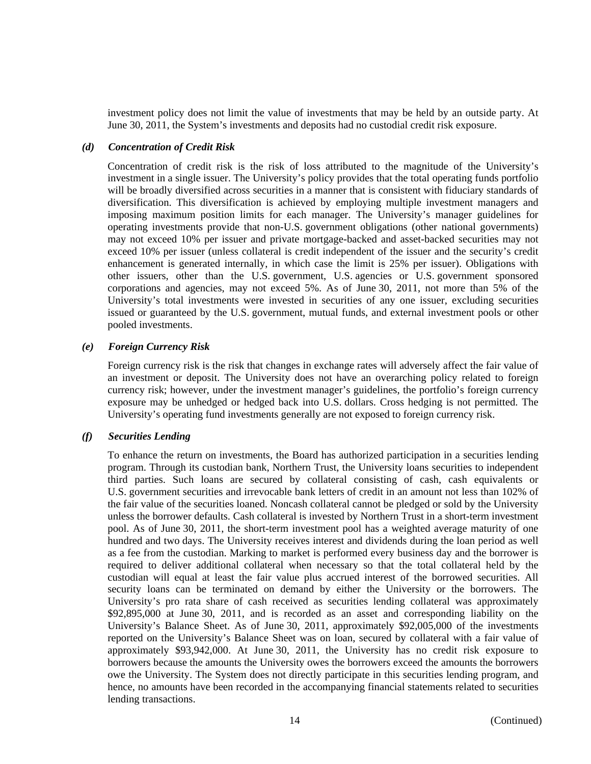investment policy does not limit the value of investments that may be held by an outside party. At June 30, 2011, the System's investments and deposits had no custodial credit risk exposure.

### *(d) Concentration of Credit Risk*

Concentration of credit risk is the risk of loss attributed to the magnitude of the University's investment in a single issuer. The University's policy provides that the total operating funds portfolio will be broadly diversified across securities in a manner that is consistent with fiduciary standards of diversification. This diversification is achieved by employing multiple investment managers and imposing maximum position limits for each manager. The University's manager guidelines for operating investments provide that non-U.S. government obligations (other national governments) may not exceed 10% per issuer and private mortgage-backed and asset-backed securities may not exceed 10% per issuer (unless collateral is credit independent of the issuer and the security's credit enhancement is generated internally, in which case the limit is 25% per issuer). Obligations with other issuers, other than the U.S. government, U.S. agencies or U.S. government sponsored corporations and agencies, may not exceed 5%. As of June 30, 2011, not more than 5% of the University's total investments were invested in securities of any one issuer, excluding securities issued or guaranteed by the U.S. government, mutual funds, and external investment pools or other pooled investments.

### *(e) Foreign Currency Risk*

Foreign currency risk is the risk that changes in exchange rates will adversely affect the fair value of an investment or deposit. The University does not have an overarching policy related to foreign currency risk; however, under the investment manager's guidelines, the portfolio's foreign currency exposure may be unhedged or hedged back into U.S. dollars. Cross hedging is not permitted. The University's operating fund investments generally are not exposed to foreign currency risk.

### *(f) Securities Lending*

To enhance the return on investments, the Board has authorized participation in a securities lending program. Through its custodian bank, Northern Trust, the University loans securities to independent third parties. Such loans are secured by collateral consisting of cash, cash equivalents or U.S. government securities and irrevocable bank letters of credit in an amount not less than 102% of the fair value of the securities loaned. Noncash collateral cannot be pledged or sold by the University unless the borrower defaults. Cash collateral is invested by Northern Trust in a short-term investment pool. As of June 30, 2011, the short-term investment pool has a weighted average maturity of one hundred and two days. The University receives interest and dividends during the loan period as well as a fee from the custodian. Marking to market is performed every business day and the borrower is required to deliver additional collateral when necessary so that the total collateral held by the custodian will equal at least the fair value plus accrued interest of the borrowed securities. All security loans can be terminated on demand by either the University or the borrowers. The University's pro rata share of cash received as securities lending collateral was approximately $92,895,000 at June 30, 2011, and is recorded as an asset and corresponding liability on the University's Balance Sheet. As of June 30, 2011, approximately $92,005,000 of the investments reported on the University's Balance Sheet was on loan, secured by collateral with a fair value of approximately $93,942,000. At June 30, 2011, the University has no credit risk exposure to borrowers because the amounts the University owes the borrowers exceed the amounts the borrowers owe the University. The System does not directly participate in this securities lending program, and hence, no amounts have been recorded in the accompanying financial statements related to securities lending transactions.

(Continued)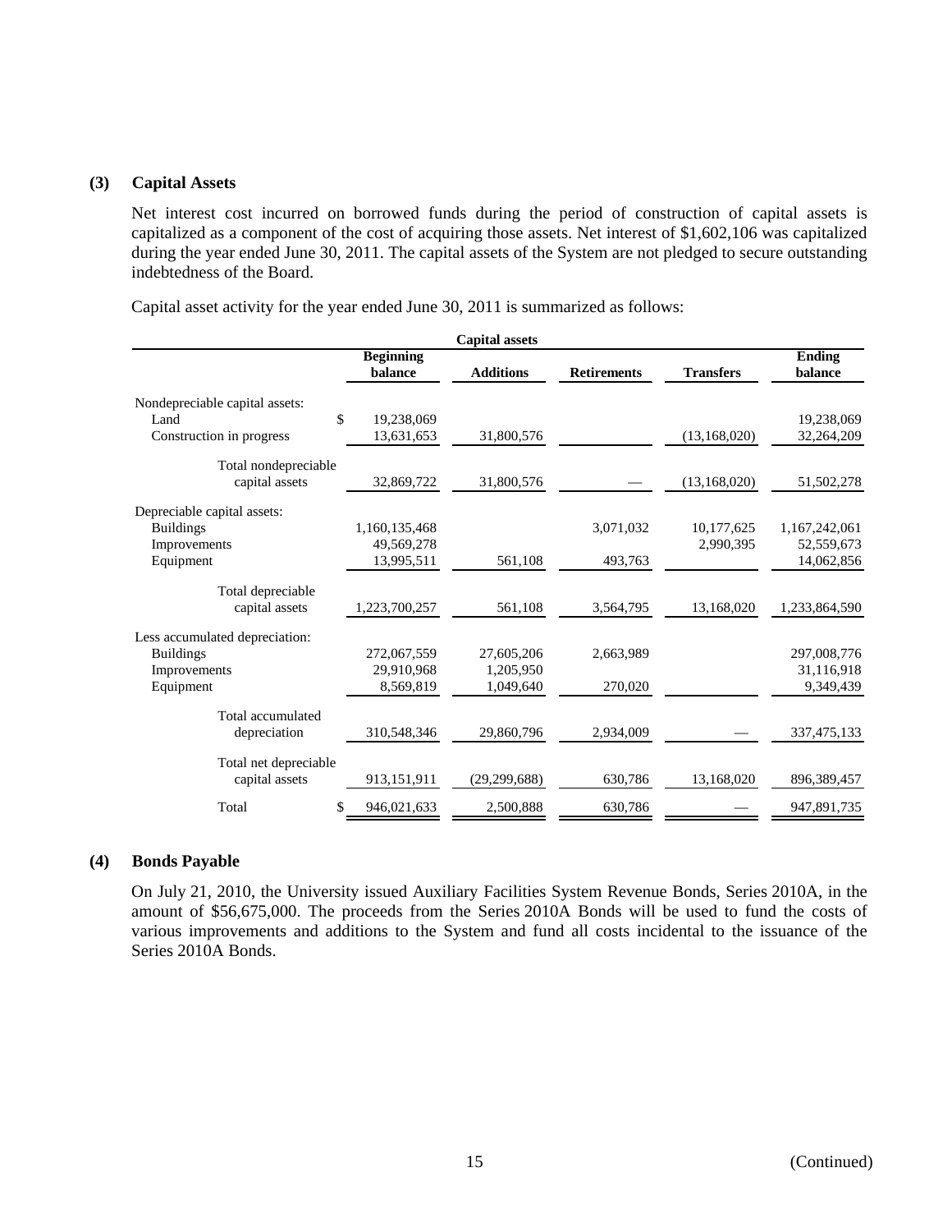## (3) Capital Assets

Net interest cost incurred on borrowed funds during the period of construction of capital assets is capitalized as a component of the cost of acquiring those assets. Net interest of $1,602,106 was capitalized during the year ended June 30, 2011. The capital assets of the System are not pledged to secure outstanding indebtedness of the Board.

Capital asset activity for the year ended June 30, 2011 is summarized as follows:

| Capital assets | | | | | |
|---|---|---|---|---|---|
| | Beginning balance | Additions | Retirements | Transfers | Ending balance |
| Nondepreciable capital assets: | | | | | |
| Land | $ 19,238,069 | | | | 19,238,069 |
| Construction in progress | 13,631,653 | 31,800,576 | | (13,168,020) | 32,264,209 |
| Total nondepreciable capital assets | 32,869,722 | 31,800,576 | — | (13,168,020) | 51,502,278 |
| Depreciable capital assets: | | | | | |
| Buildings | 1,160,135,468 | | 3,071,032 | 10,177,625 | 1,167,242,061 |
| Improvements | 49,569,278 | | | 2,990,395 | 52,559,673 |
| Equipment | 13,995,511 | 561,108 | 493,763 | | 14,062,856 |
| Total depreciable capital assets | 1,223,700,257 | 561,108 | 3,564,795 | 13,168,020 | 1,233,864,590 |
| Less accumulated depreciation: | | | | | |
| Buildings | 272,067,559 | 27,605,206 | 2,663,989 | | 297,008,776 |
| Improvements | 29,910,968 | 1,205,950 | | | 31,116,918 |
| Equipment | 8,569,819 | 1,049,640 | 270,020 | | 9,349,439 |
| Total accumulated depreciation | 310,548,346 | 29,860,796 | 2,934,009 | — | 337,475,133 |
| Total net depreciable capital assets | 913,151,911 | (29,299,688) | 630,786 | 13,168,020 | 896,389,457 |
| Total | $ 946,021,633 | 2,500,888 | 630,786 | — | 947,891,735 |

## (4) Bonds Payable

On July 21, 2010, the University issued Auxiliary Facilities System Revenue Bonds, Series 2010A, in the amount of $56,675,000. The proceeds from the Series 2010A Bonds will be used to fund the costs of various improvements and additions to the System and fund all costs incidental to the issuance of the Series 2010A Bonds.

(Continued)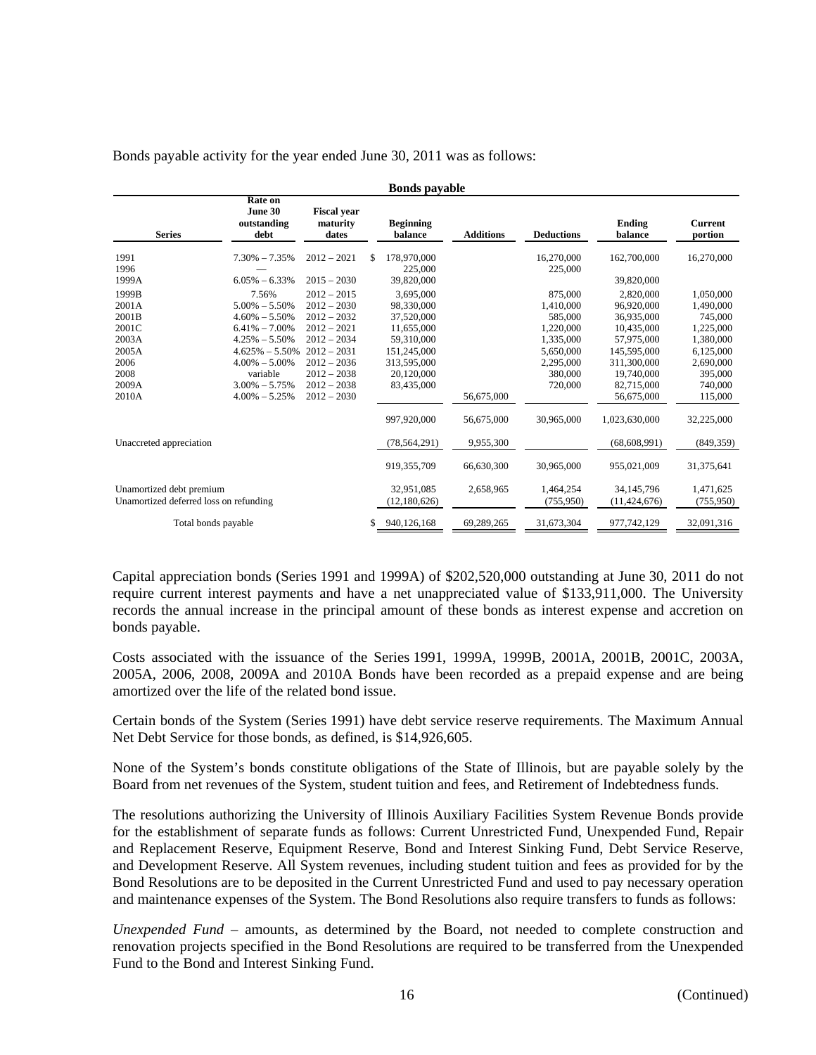Bonds payable activity for the year ended June 30, 2011 was as follows:

| Bonds payable | | | | | | | |
|---|---|---|---|---|---|---|---|
| Series | Rate on June 30 outstanding debt | Fiscal year maturity dates | Beginning balance | Additions | Deductions | Ending balance | Current portion |
| 1991 | 7.30% – 7.35% | 2012 – 2021 | $ 178,970,000 | | 16,270,000 | 162,700,000 | 16,270,000 |
| 1996 | — | | 225,000 | | 225,000 | | |
| 1999A | 6.05% – 6.33% | 2015 – 2030 | 39,820,000 | | | 39,820,000 | |
| 1999B | 7.56% | 2012 – 2015 | 3,695,000 | | 875,000 | 2,820,000 | 1,050,000 |
| 2001A | 5.00% – 5.50% | 2012 – 2030 | 98,330,000 | | 1,410,000 | 96,920,000 | 1,490,000 |
| 2001B | 4.60% – 5.50% | 2012 – 2032 | 37,520,000 | | 585,000 | 36,935,000 | 745,000 |
| 2001C | 6.41% – 7.00% | 2012 – 2021 | 11,655,000 | | 1,220,000 | 10,435,000 | 1,225,000 |
| 2003A | 4.25% – 5.50% | 2012 – 2034 | 59,310,000 | | 1,335,000 | 57,975,000 | 1,380,000 |
| 2005A | 4.625% – 5.50% | 2012 – 2031 | 151,245,000 | | 5,650,000 | 145,595,000 | 6,125,000 |
| 2006 | 4.00% – 5.00% | 2012 – 2036 | 313,595,000 | | 2,295,000 | 311,300,000 | 2,690,000 |
| 2008 | variable | 2012 – 2038 | 20,120,000 | | 380,000 | 19,740,000 | 395,000 |
| 2009A | 3.00% – 5.75% | 2012 – 2038 | 83,435,000 | | 720,000 | 82,715,000 | 740,000 |
| 2010A | 4.00% – 5.25% | 2012 – 2030 | | 56,675,000 | | 56,675,000 | 115,000 |
| | | | 997,920,000 | 56,675,000 | 30,965,000 | 1,023,630,000 | 32,225,000 |
| Unaccreted appreciation | | | (78,564,291) | 9,955,300 | | (68,608,991) | (849,359) |
| | | | 919,355,709 | 66,630,300 | 30,965,000 | 955,021,009 | 31,375,641 |
| Unamortized debt premium | | | 32,951,085 | 2,658,965 | 1,464,254 | 34,145,796 | 1,471,625 |
| Unamortized deferred loss on refunding | | | (12,180,626) | | (755,950) | (11,424,676) | (755,950) |
| Total bonds payable | | | $ 940,126,168 | 69,289,265 | 31,673,304 | 977,742,129 | 32,091,316 |

Capital appreciation bonds (Series 1991 and 1999A) of $202,520,000 outstanding at June 30, 2011 do not require current interest payments and have a net unappreciated value of $133,911,000. The University records the annual increase in the principal amount of these bonds as interest expense and accretion on bonds payable.

Costs associated with the issuance of the Series 1991, 1999A, 1999B, 2001A, 2001B, 2001C, 2003A, 2005A, 2006, 2008, 2009A and 2010A Bonds have been recorded as a prepaid expense and are being amortized over the life of the related bond issue.

Certain bonds of the System (Series 1991) have debt service reserve requirements. The Maximum Annual Net Debt Service for those bonds, as defined, is $14,926,605.

None of the System's bonds constitute obligations of the State of Illinois, but are payable solely by the Board from net revenues of the System, student tuition and fees, and Retirement of Indebtedness funds.

The resolutions authorizing the University of Illinois Auxiliary Facilities System Revenue Bonds provide for the establishment of separate funds as follows: Current Unrestricted Fund, Unexpended Fund, Repair and Replacement Reserve, Equipment Reserve, Bond and Interest Sinking Fund, Debt Service Reserve, and Development Reserve. All System revenues, including student tuition and fees as provided for by the Bond Resolutions are to be deposited in the Current Unrestricted Fund and used to pay necessary operation and maintenance expenses of the System. The Bond Resolutions also require transfers to funds as follows:

*Unexpended Fund* – amounts, as determined by the Board, not needed to complete construction and renovation projects specified in the Bond Resolutions are required to be transferred from the Unexpended Fund to the Bond and Interest Sinking Fund.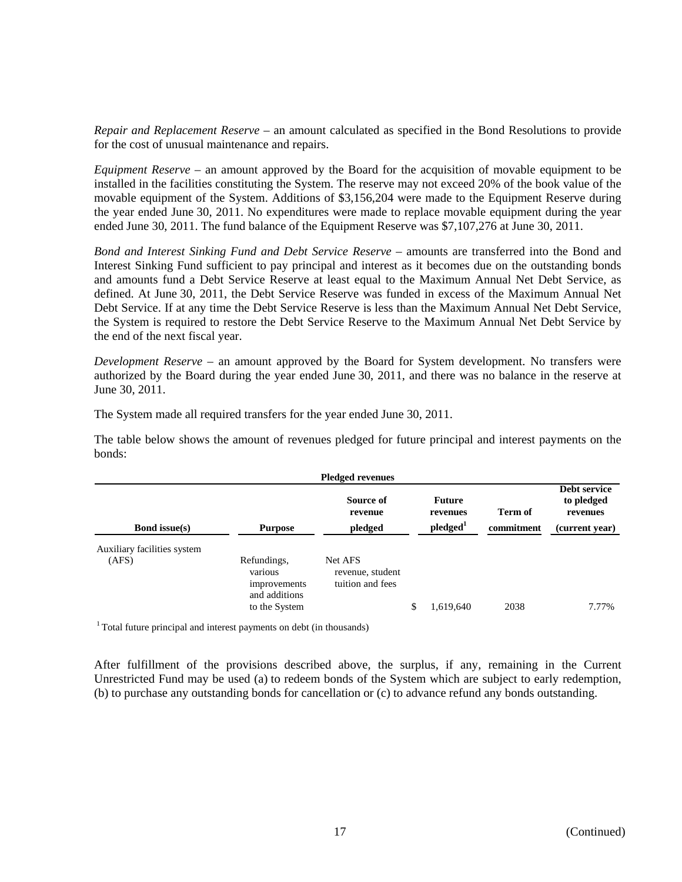*Repair and Replacement Reserve* – an amount calculated as specified in the Bond Resolutions to provide for the cost of unusual maintenance and repairs.

*Equipment Reserve* – an amount approved by the Board for the acquisition of movable equipment to be installed in the facilities constituting the System. The reserve may not exceed 20% of the book value of the movable equipment of the System. Additions of $3,156,204 were made to the Equipment Reserve during the year ended June 30, 2011. No expenditures were made to replace movable equipment during the year ended June 30, 2011. The fund balance of the Equipment Reserve was $7,107,276 at June 30, 2011.

*Bond and Interest Sinking Fund and Debt Service Reserve* – amounts are transferred into the Bond and Interest Sinking Fund sufficient to pay principal and interest as it becomes due on the outstanding bonds and amounts fund a Debt Service Reserve at least equal to the Maximum Annual Net Debt Service, as defined. At June 30, 2011, the Debt Service Reserve was funded in excess of the Maximum Annual Net Debt Service. If at any time the Debt Service Reserve is less than the Maximum Annual Net Debt Service, the System is required to restore the Debt Service Reserve to the Maximum Annual Net Debt Service by the end of the next fiscal year.

*Development Reserve* – an amount approved by the Board for System development. No transfers were authorized by the Board during the year ended June 30, 2011, and there was no balance in the reserve at June 30, 2011.

The System made all required transfers for the year ended June 30, 2011.

The table below shows the amount of revenues pledged for future principal and interest payments on the bonds:

**Pledged revenues**

| Bond issue(s) | Purpose | Source of revenue pledged | Future revenues pledged[1] | Term of commitment | Debt service to pledged revenues (current year) |
|---|---|---|---|---|---|
| Auxiliary facilities system (AFS) | Refundings, various improvements and additions to the System | Net AFS revenue, student tuition and fees | $ 1,619,640 | 2038 | 7.77% |

[1] Total future principal and interest payments on debt (in thousands)

After fulfillment of the provisions described above, the surplus, if any, remaining in the Current Unrestricted Fund may be used (a) to redeem bonds of the System which are subject to early redemption, (b) to purchase any outstanding bonds for cancellation or (c) to advance refund any bonds outstanding.

(Continued)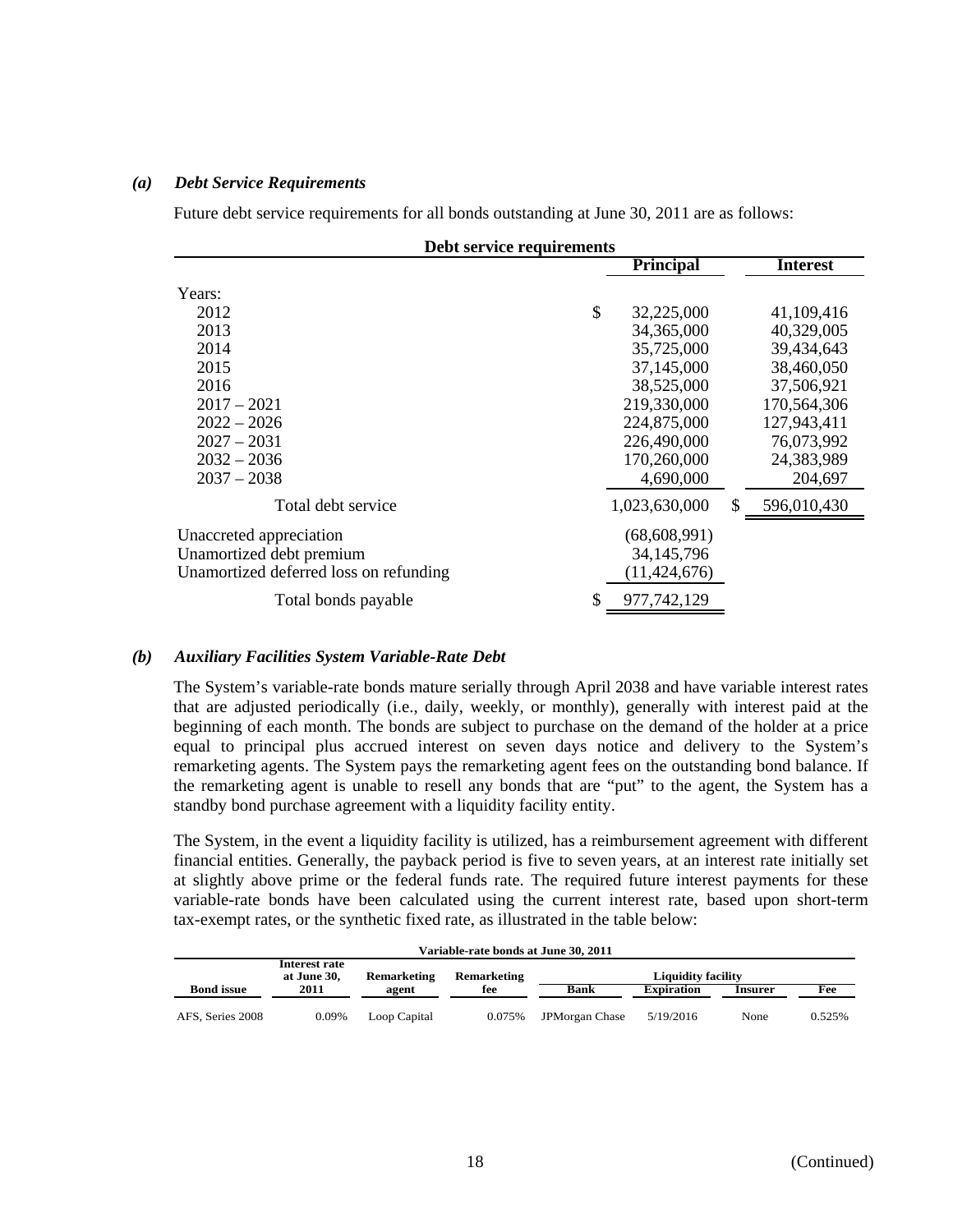*(a)* ***Debt Service Requirements***

Future debt service requirements for all bonds outstanding at June 30, 2011 are as follows:

| Debt service requirements | Principal | Interest |
|---|---|---|
| Years: | | |
| 2012 | $ 32,225,000 | 41,109,416 |
| 2013 | 34,365,000 | 40,329,005 |
| 2014 | 35,725,000 | 39,434,643 |
| 2015 | 37,145,000 | 38,460,050 |
| 2016 | 38,525,000 | 37,506,921 |
| 2017 – 2021 | 219,330,000 | 170,564,306 |
| 2022 – 2026 | 224,875,000 | 127,943,411 |
| 2027 – 2031 | 226,490,000 | 76,073,992 |
| 2032 – 2036 | 170,260,000 | 24,383,989 |
| 2037 – 2038 | 4,690,000 | 204,697 |
| Total debt service | 1,023,630,000 | $ 596,010,430 |
| Unaccreted appreciation | (68,608,991) | |
| Unamortized debt premium | 34,145,796 | |
| Unamortized deferred loss on refunding | (11,424,676) | |
| Total bonds payable | $ 977,742,129 | |

*(b)* ***Auxiliary Facilities System Variable-Rate Debt***

The System's variable-rate bonds mature serially through April 2038 and have variable interest rates that are adjusted periodically (i.e., daily, weekly, or monthly), generally with interest paid at the beginning of each month. The bonds are subject to purchase on the demand of the holder at a price equal to principal plus accrued interest on seven days notice and delivery to the System's remarketing agents. The System pays the remarketing agent fees on the outstanding bond balance. If the remarketing agent is unable to resell any bonds that are "put" to the agent, the System has a standby bond purchase agreement with a liquidity facility entity.

The System, in the event a liquidity facility is utilized, has a reimbursement agreement with different financial entities. Generally, the payback period is five to seven years, at an interest rate initially set at slightly above prime or the federal funds rate. The required future interest payments for these variable-rate bonds have been calculated using the current interest rate, based upon short-term tax-exempt rates, or the synthetic fixed rate, as illustrated in the table below:

**Variable-rate bonds at June 30, 2011**

| Bond issue | Interest rate at June 30, 2011 | Remarketing agent | Remarketing fee | Liquidity facility Bank | Expiration | Insurer | Fee |
|---|---|---|---|---|---|---|---|
| AFS, Series 2008 | 0.09% | Loop Capital | 0.075% | JPMorgan Chase | 5/19/2016 | None | 0.525% |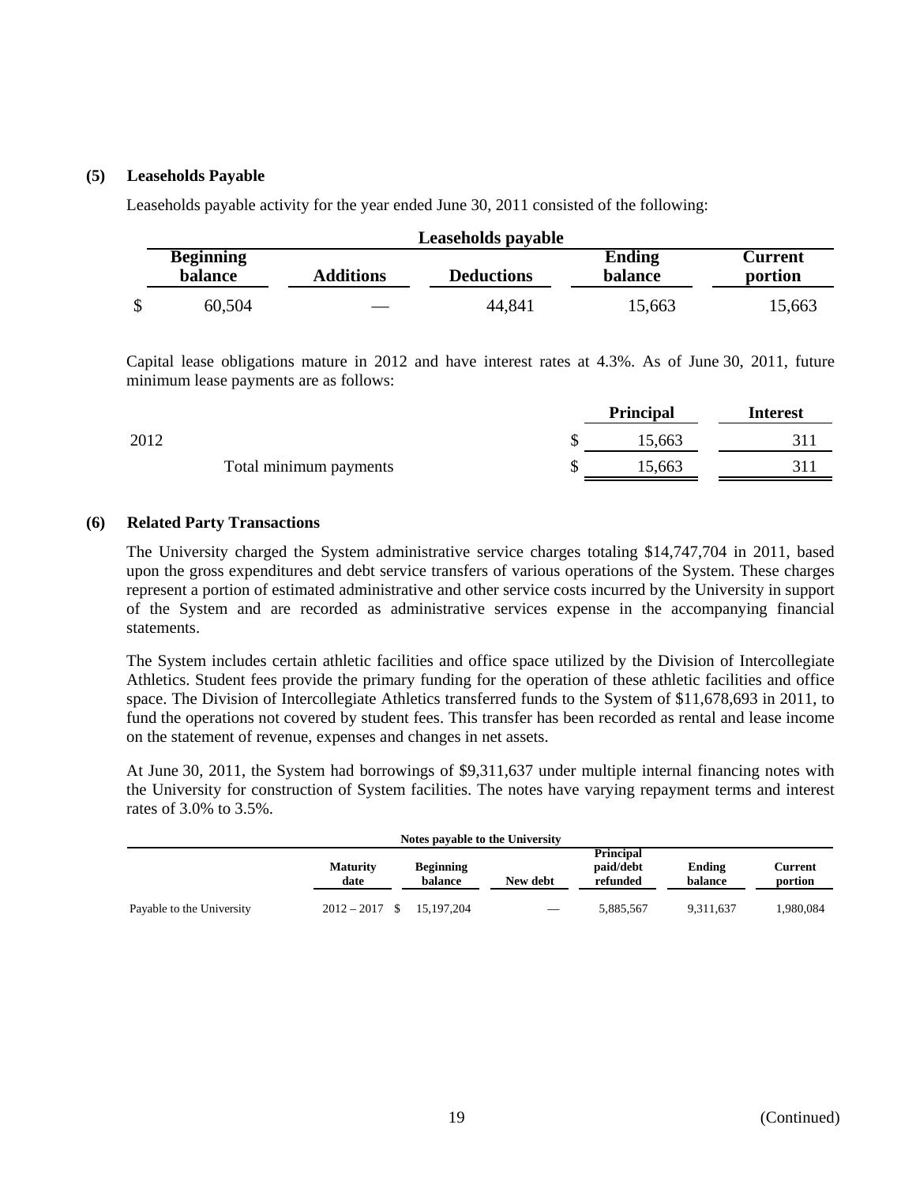## (5) Leaseholds Payable

Leaseholds payable activity for the year ended June 30, 2011 consisted of the following:

| Leaseholds payable | | | | |
|---|---|---|---|---|
| Beginning balance | Additions | Deductions | Ending balance | Current portion |
| $ 60,504 | — | 44,841 | 15,663 | 15,663 |

Capital lease obligations mature in 2012 and have interest rates at 4.3%. As of June 30, 2011, future minimum lease payments are as follows:

| | Principal | Interest |
|---|---|---|
| 2012 | $ 15,663 | 311 |
| Total minimum payments | $ 15,663 | 311 |

## (6) Related Party Transactions

The University charged the System administrative service charges totaling $14,747,704 in 2011, based upon the gross expenditures and debt service transfers of various operations of the System. These charges represent a portion of estimated administrative and other service costs incurred by the University in support of the System and are recorded as administrative services expense in the accompanying financial statements.

The System includes certain athletic facilities and office space utilized by the Division of Intercollegiate Athletics. Student fees provide the primary funding for the operation of these athletic facilities and office space. The Division of Intercollegiate Athletics transferred funds to the System of $11,678,693 in 2011, to fund the operations not covered by student fees. This transfer has been recorded as rental and lease income on the statement of revenue, expenses and changes in net assets.

At June 30, 2011, the System had borrowings of $9,311,637 under multiple internal financing notes with the University for construction of System facilities. The notes have varying repayment terms and interest rates of 3.0% to 3.5%.

| Notes payable to the University | | | | | | |
|---|---|---|---|---|---|---|
| | Maturity date | Beginning balance | New debt | Principal paid/debt refunded | Ending balance | Current portion |
| Payable to the University | 2012 – 2017 | $ 15,197,204 | — | 5,885,567 | 9,311,637 | 1,980,084 |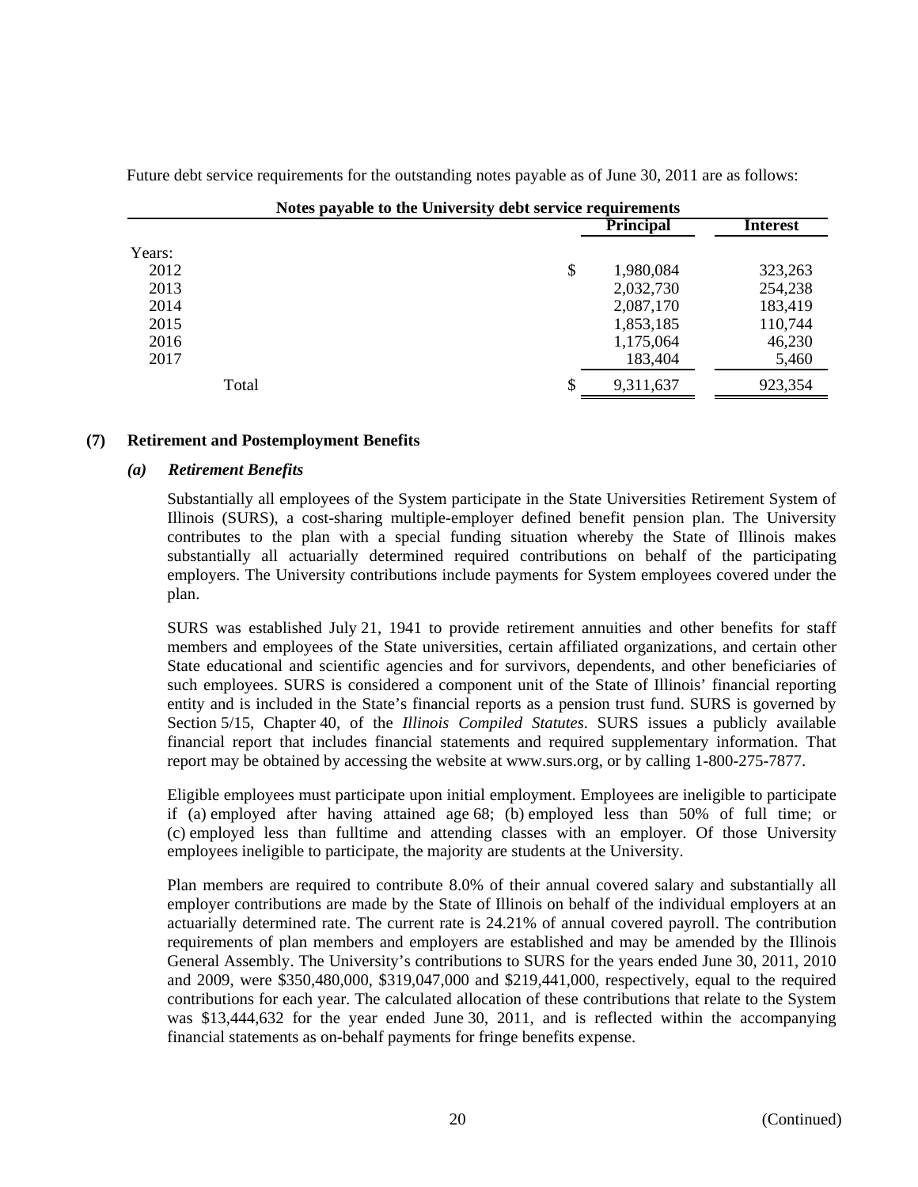Future debt service requirements for the outstanding notes payable as of June 30, 2011 are as follows:

| Notes payable to the University debt service requirements | Principal | Interest |
|---|---|---|
| Years: | | |
| 2012 | $ 1,980,084 | 323,263 |
| 2013 | 2,032,730 | 254,238 |
| 2014 | 2,087,170 | 183,419 |
| 2015 | 1,853,185 | 110,744 |
| 2016 | 1,175,064 | 46,230 |
| 2017 | 183,404 | 5,460 |
| Total | $ 9,311,637 | 923,354 |

## (7) Retirement and Postemployment Benefits

### *(a) Retirement Benefits*

Substantially all employees of the System participate in the State Universities Retirement System of Illinois (SURS), a cost-sharing multiple-employer defined benefit pension plan. The University contributes to the plan with a special funding situation whereby the State of Illinois makes substantially all actuarially determined required contributions on behalf of the participating employers. The University contributions include payments for System employees covered under the plan.

SURS was established July 21, 1941 to provide retirement annuities and other benefits for staff members and employees of the State universities, certain affiliated organizations, and certain other State educational and scientific agencies and for survivors, dependents, and other beneficiaries of such employees. SURS is considered a component unit of the State of Illinois' financial reporting entity and is included in the State's financial reports as a pension trust fund. SURS is governed by Section 5/15, Chapter 40, of the *Illinois Compiled Statutes*. SURS issues a publicly available financial report that includes financial statements and required supplementary information. That report may be obtained by accessing the website at www.surs.org, or by calling 1-800-275-7877.

Eligible employees must participate upon initial employment. Employees are ineligible to participate if (a) employed after having attained age 68; (b) employed less than 50% of full time; or (c) employed less than fulltime and attending classes with an employer. Of those University employees ineligible to participate, the majority are students at the University.

Plan members are required to contribute 8.0% of their annual covered salary and substantially all employer contributions are made by the State of Illinois on behalf of the individual employers at an actuarially determined rate. The current rate is 24.21% of annual covered payroll. The contribution requirements of plan members and employers are established and may be amended by the Illinois General Assembly. The University's contributions to SURS for the years ended June 30, 2011, 2010 and 2009, were $350,480,000, $319,047,000 and $219,441,000, respectively, equal to the required contributions for each year. The calculated allocation of these contributions that relate to the System was $13,444,632 for the year ended June 30, 2011, and is reflected within the accompanying financial statements as on-behalf payments for fringe benefits expense.

(Continued)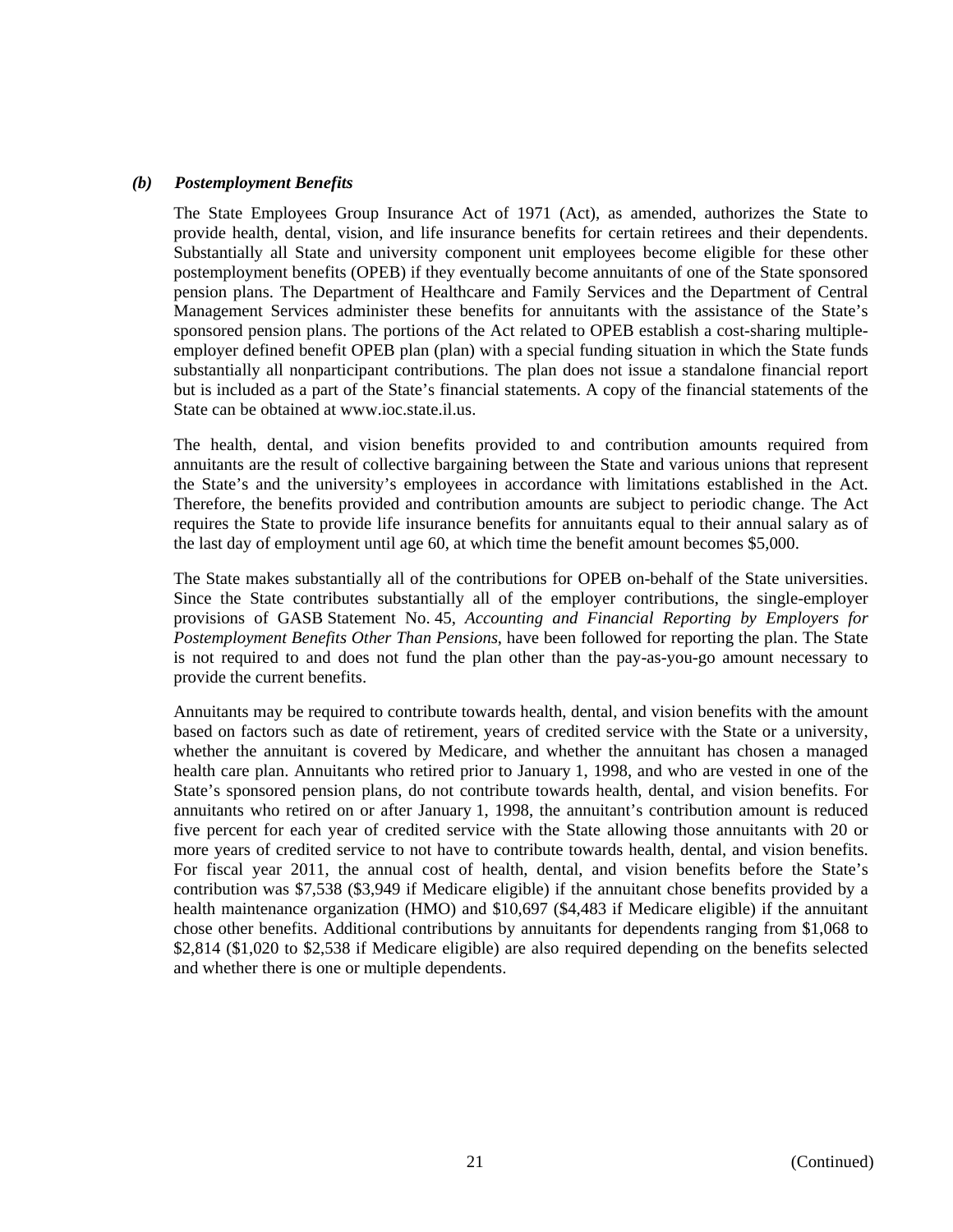### *(b) Postemployment Benefits*

The State Employees Group Insurance Act of 1971 (Act), as amended, authorizes the State to provide health, dental, vision, and life insurance benefits for certain retirees and their dependents. Substantially all State and university component unit employees become eligible for these other postemployment benefits (OPEB) if they eventually become annuitants of one of the State sponsored pension plans. The Department of Healthcare and Family Services and the Department of Central Management Services administer these benefits for annuitants with the assistance of the State's sponsored pension plans. The portions of the Act related to OPEB establish a cost-sharing multiple-employer defined benefit OPEB plan (plan) with a special funding situation in which the State funds substantially all nonparticipant contributions. The plan does not issue a standalone financial report but is included as a part of the State's financial statements. A copy of the financial statements of the State can be obtained at www.ioc.state.il.us.

The health, dental, and vision benefits provided to and contribution amounts required from annuitants are the result of collective bargaining between the State and various unions that represent the State's and the university's employees in accordance with limitations established in the Act. Therefore, the benefits provided and contribution amounts are subject to periodic change. The Act requires the State to provide life insurance benefits for annuitants equal to their annual salary as of the last day of employment until age 60, at which time the benefit amount becomes $5,000.

The State makes substantially all of the contributions for OPEB on-behalf of the State universities. Since the State contributes substantially all of the employer contributions, the single-employer provisions of GASB Statement No. 45, *Accounting and Financial Reporting by Employers for Postemployment Benefits Other Than Pensions*, have been followed for reporting the plan. The State is not required to and does not fund the plan other than the pay-as-you-go amount necessary to provide the current benefits.

Annuitants may be required to contribute towards health, dental, and vision benefits with the amount based on factors such as date of retirement, years of credited service with the State or a university, whether the annuitant is covered by Medicare, and whether the annuitant has chosen a managed health care plan. Annuitants who retired prior to January 1, 1998, and who are vested in one of the State's sponsored pension plans, do not contribute towards health, dental, and vision benefits. For annuitants who retired on or after January 1, 1998, the annuitant's contribution amount is reduced five percent for each year of credited service with the State allowing those annuitants with 20 or more years of credited service to not have to contribute towards health, dental, and vision benefits. For fiscal year 2011, the annual cost of health, dental, and vision benefits before the State's contribution was $7,538 ($3,949 if Medicare eligible) if the annuitant chose benefits provided by a health maintenance organization (HMO) and $10,697 ($4,483 if Medicare eligible) if the annuitant chose other benefits. Additional contributions by annuitants for dependents ranging from $1,068 to $2,814 ($1,020 to $2,538 if Medicare eligible) are also required depending on the benefits selected and whether there is one or multiple dependents.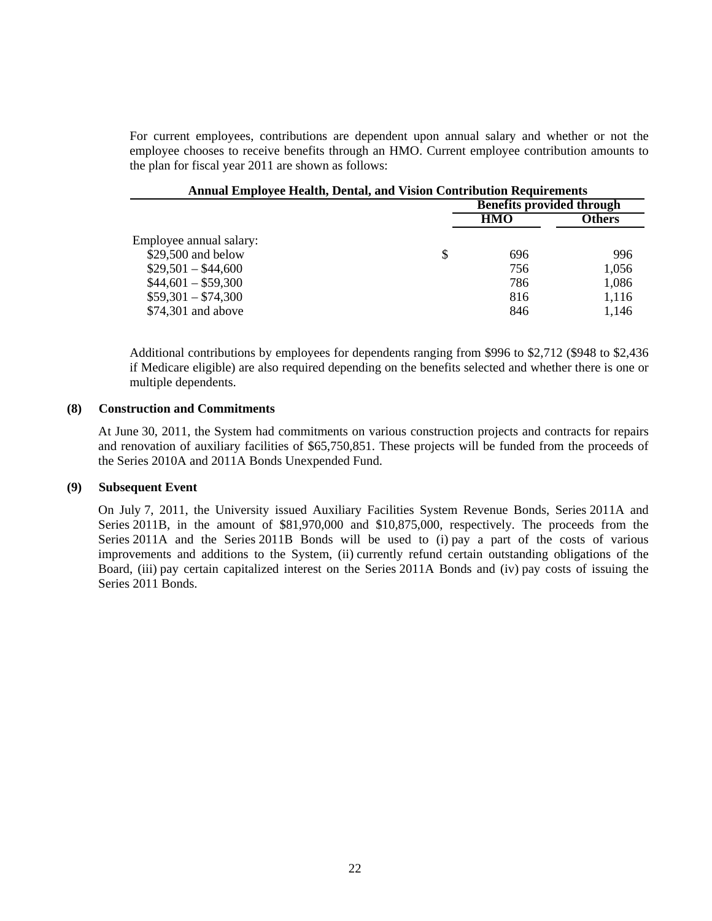For current employees, contributions are dependent upon annual salary and whether or not the employee chooses to receive benefits through an HMO. Current employee contribution amounts to the plan for fiscal year 2011 are shown as follows:

**Annual Employee Health, Dental, and Vision Contribution Requirements**

| | Benefits provided through | |
|---|---|---|
| | **HMO** | **Others** |
| Employee annual salary: | | |
| $29,500 and below | $ 696 | 996 |
| $29,501 – $44,600 | 756 | 1,056 |
| $44,601 – $59,300 | 786 | 1,086 |
| $59,301 – $74,300 | 816 | 1,116 |
| $74,301 and above | 846 | 1,146 |

Additional contributions by employees for dependents ranging from $996 to $2,712 ($948 to $2,436 if Medicare eligible) are also required depending on the benefits selected and whether there is one or multiple dependents.

## (8) Construction and Commitments

At June 30, 2011, the System had commitments on various construction projects and contracts for repairs and renovation of auxiliary facilities of $65,750,851. These projects will be funded from the proceeds of the Series 2010A and 2011A Bonds Unexpended Fund.

## (9) Subsequent Event

On July 7, 2011, the University issued Auxiliary Facilities System Revenue Bonds, Series 2011A and Series 2011B, in the amount of $81,970,000 and $10,875,000, respectively. The proceeds from the Series 2011A and the Series 2011B Bonds will be used to (i) pay a part of the costs of various improvements and additions to the System, (ii) currently refund certain outstanding obligations of the Board, (iii) pay certain capitalized interest on the Series 2011A Bonds and (iv) pay costs of issuing the Series 2011 Bonds.